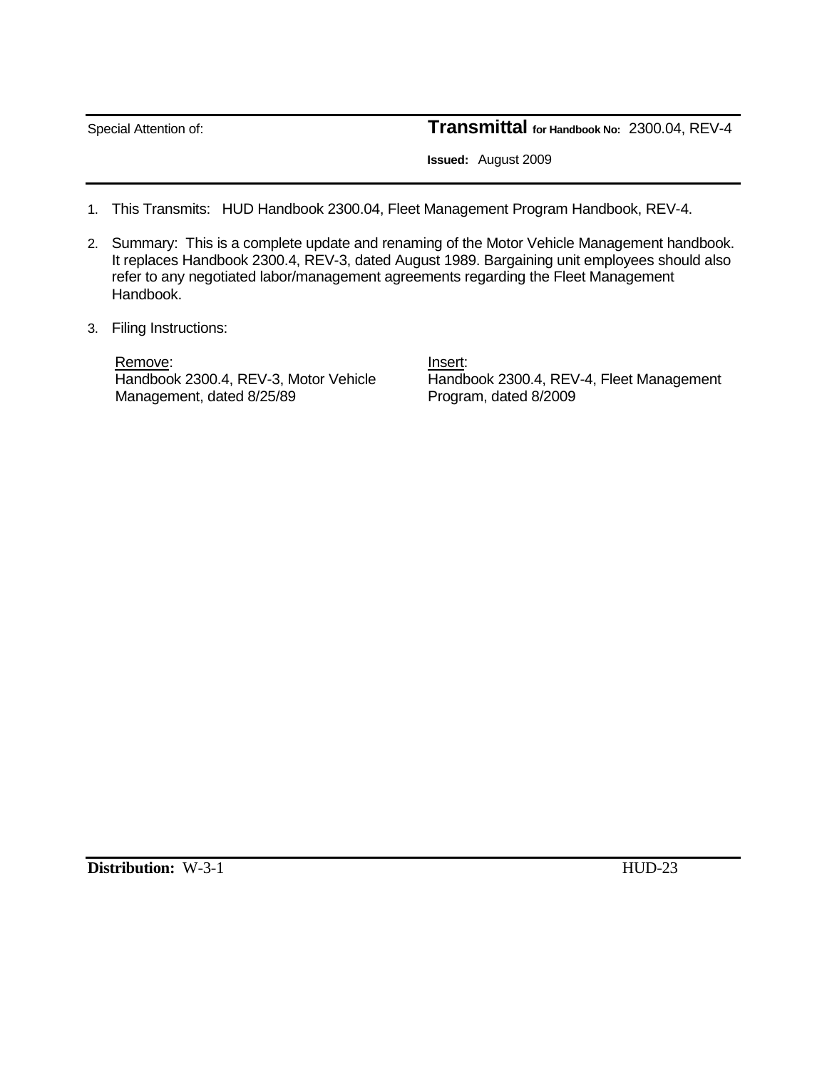Special Attention of:

**Transmittal for Handbook No:** 2300.04, REV-4

**Issued:** August 2009

1. This Transmits: HUD Handbook 2300.04, Fleet Management Program Handbook, REV-4.

2. Summary: This is a complete update and renaming of the Motor Vehicle Management handbook. It replaces Handbook 2300.4, REV-3, dated August 1989. Bargaining unit employees should also refer to any negotiated labor/management agreements regarding the Fleet Management Handbook.

3. Filing Instructions:

| Remove: | Insert: |
|---|---|
| Handbook 2300.4, REV-3, Motor Vehicle Management, dated 8/25/89 | Handbook 2300.4, REV-4, Fleet Management Program, dated 8/2009 |

**Distribution:** W-3-1 HUD-23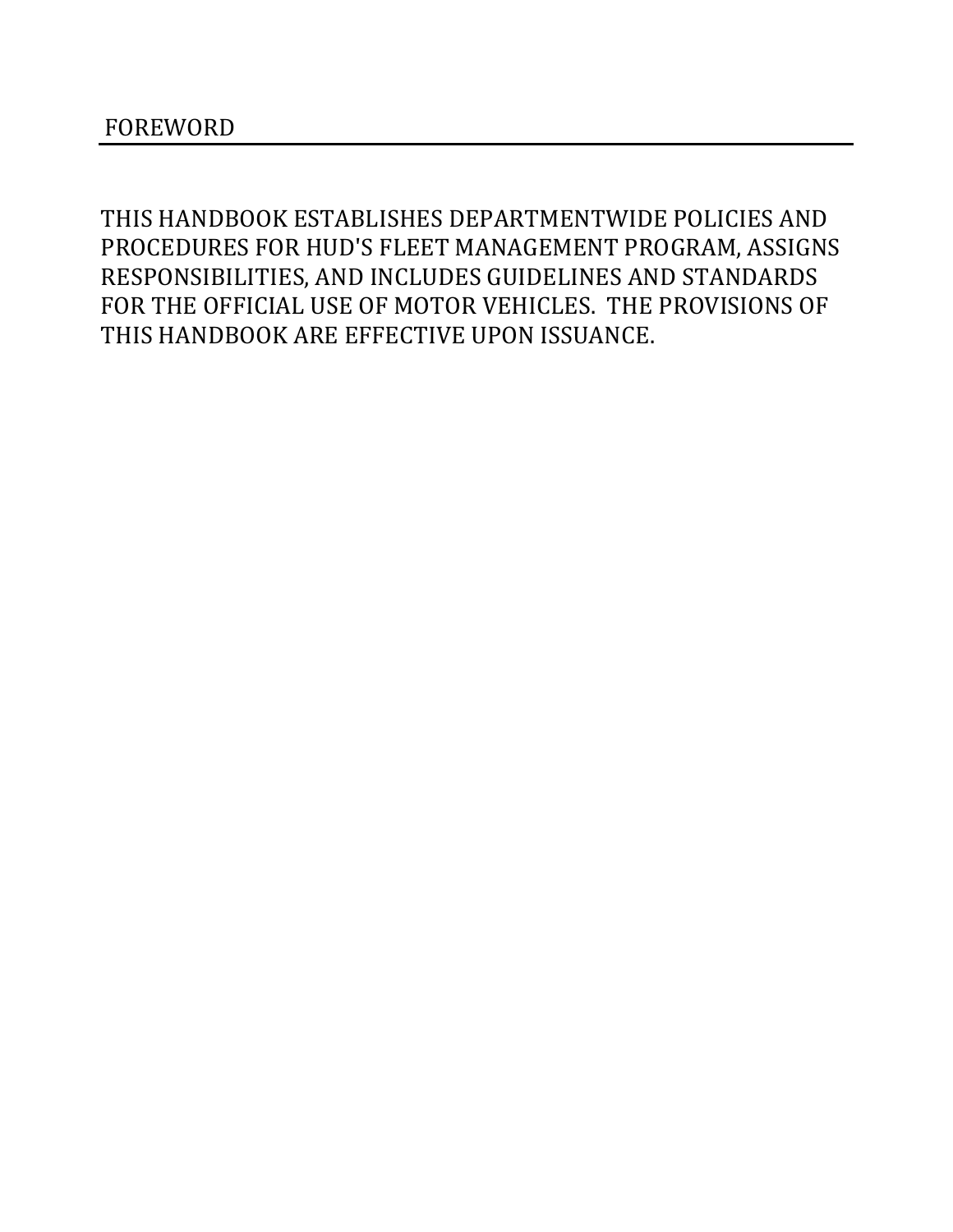## FOREWORD

THIS HANDBOOK ESTABLISHES DEPARTMENTWIDE POLICIES AND PROCEDURES FOR HUD'S FLEET MANAGEMENT PROGRAM, ASSIGNS RESPONSIBILITIES, AND INCLUDES GUIDELINES AND STANDARDS FOR THE OFFICIAL USE OF MOTOR VEHICLES. THE PROVISIONS OF THIS HANDBOOK ARE EFFECTIVE UPON ISSUANCE.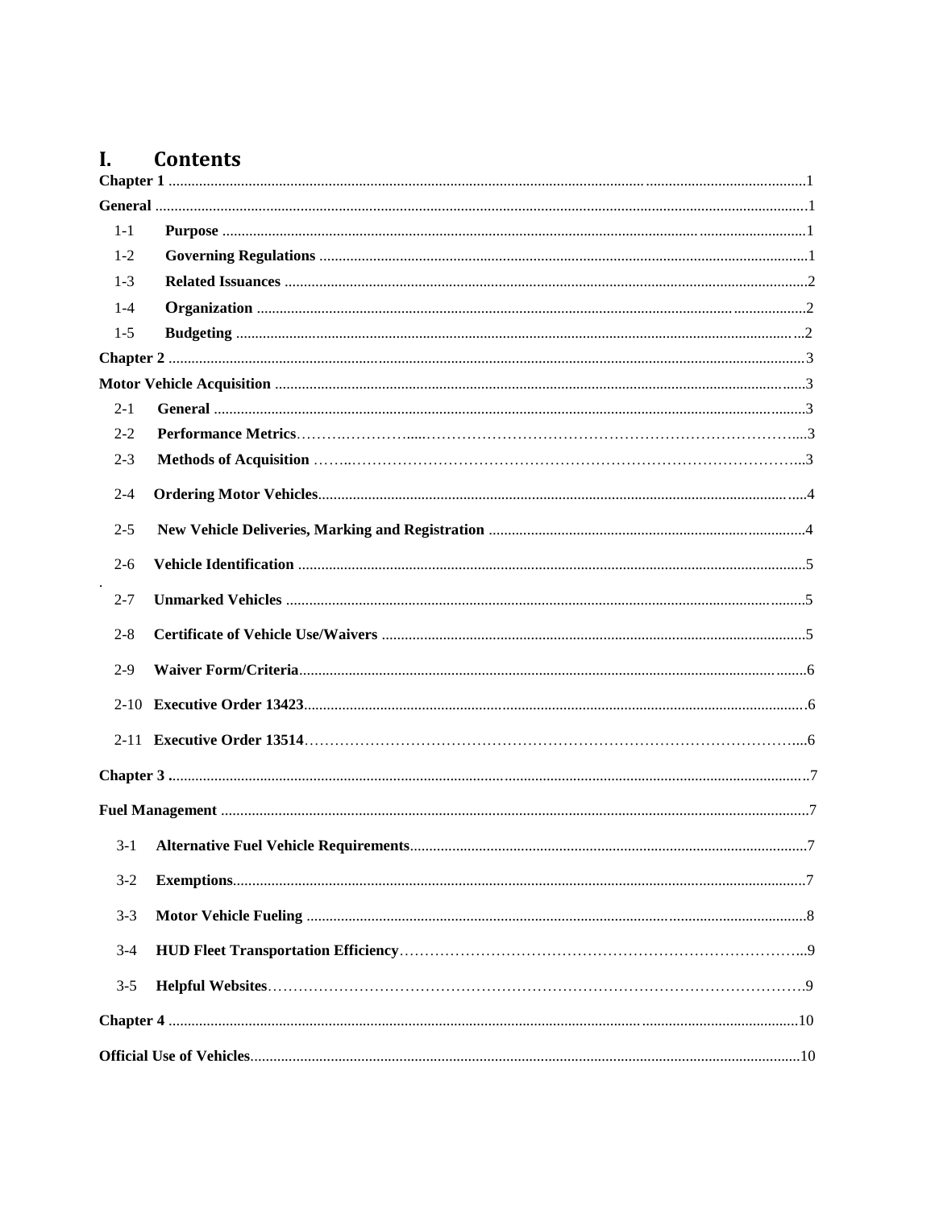# I. Contents

**Chapter 1** ....... 1

**General** ....... 1

1-1 **Purpose** ....... 1

1-2 **Governing Regulations** ....... 1

1-3 **Related Issuances** ....... 2

1-4 **Organization** ....... 2

1-5 **Budgeting** ....... 2

**Chapter 2** ....... 3

**Motor Vehicle Acquisition** ....... 3

2-1 **General** ....... 3

2-2 **Performance Metrics** ....... 3

2-3 **Methods of Acquisition** ....... 3

2-4 **Ordering Motor Vehicles** ....... 4

2-5 **New Vehicle Deliveries, Marking and Registration** ....... 4

2-6 **Vehicle Identification** ....... 5

2-7 **Unmarked Vehicles** ....... 5

2-8 **Certificate of Vehicle Use/Waivers** ....... 5

2-9 **Waiver Form/Criteria** ....... 6

2-10 **Executive Order 13423** ....... 6

2-11 **Executive Order 13514** ....... 6

**Chapter 3** ....... 7

**Fuel Management** ....... 7

3-1 **Alternative Fuel Vehicle Requirements** ....... 7

3-2 **Exemptions** ....... 7

3-3 **Motor Vehicle Fueling** ....... 8

3-4 **HUD Fleet Transportation Efficiency** ....... 9

3-5 **Helpful Websites** ....... 9

**Chapter 4** ....... 10

**Official Use of Vehicles** ....... 10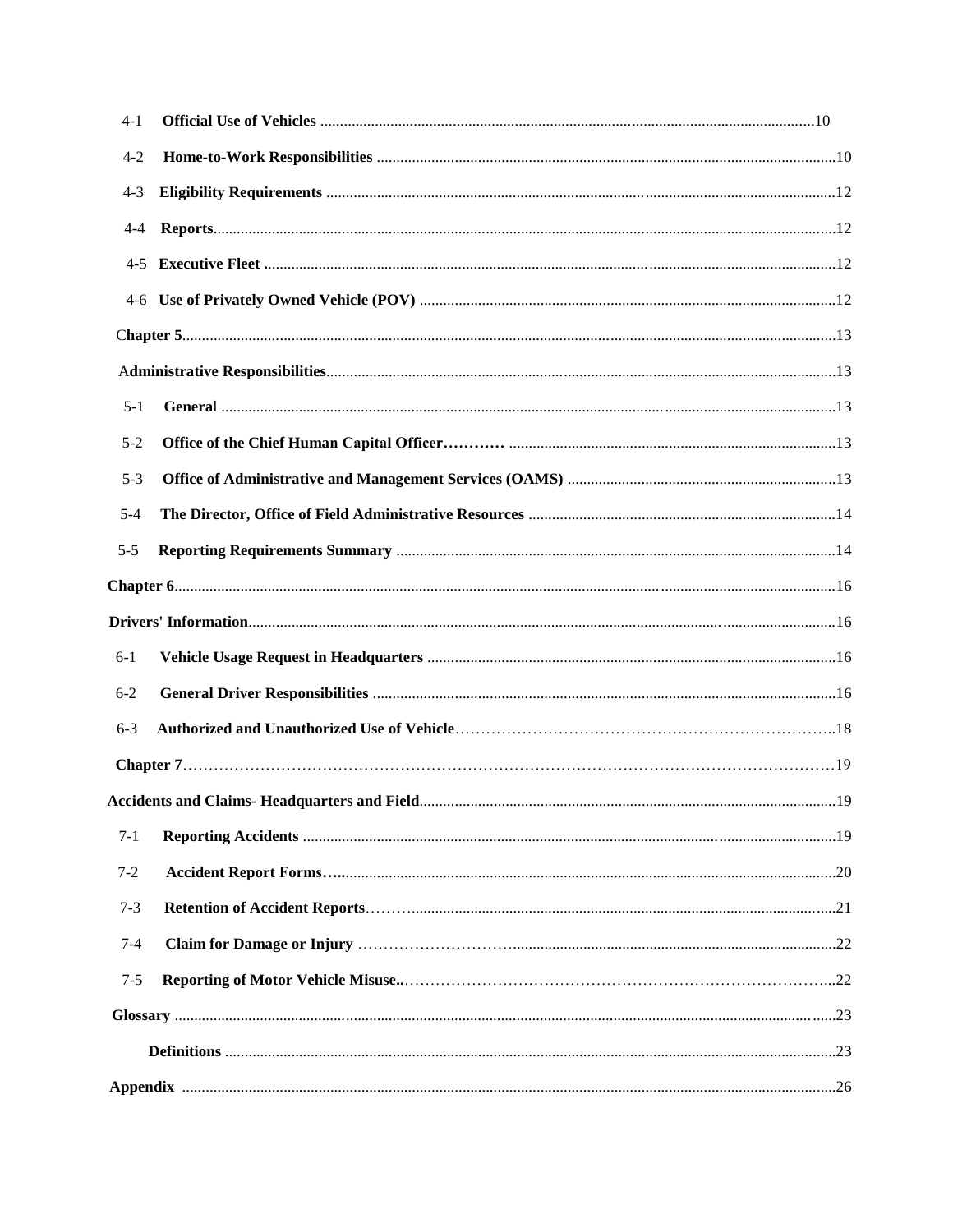4-1 **Official Use of Vehicles** ........................................................................ 10

4-2 **Home-to-Work Responsibilities** ........................................................................ 10

4-3 **Eligibility Requirements** ........................................................................ 12

4-4 **Reports** ........................................................................ 12

4-5 **Executive Fleet** ........................................................................ 12

4-6 **Use of Privately Owned Vehicle (POV)** ........................................................................ 12

**Chapter 5** ........................................................................ 13

**Administrative Responsibilities** ........................................................................ 13

5-1 **General** ........................................................................ 13

5-2 **Office of the Chief Human Capital Officer**………… ........................................................................ 13

5-3 **Office of Administrative and Management Services (OAMS)** ........................................................................ 13

5-4 **The Director, Office of Field Administrative Resources** ........................................................................ 14

5-5 **Reporting Requirements Summary** ........................................................................ 14

**Chapter 6** ........................................................................ 16

**Drivers' Information** ........................................................................ 16

6-1 **Vehicle Usage Request in Headquarters** ........................................................................ 16

6-2 **General Driver Responsibilities** ........................................................................ 16

6-3 **Authorized and Unauthorized Use of Vehicle**………………………………………………………………..18

**Chapter 7**……………………………………………………………………………………………………………19

**Accidents and Claims- Headquarters and Field** ........................................................................ 19

7-1 **Reporting Accidents** ........................................................................ 19

7-2 **Accident Report Forms**….. ........................................................................ 20

7-3 **Retention of Accident Reports**……… ........................................................................ 21

7-4 **Claim for Damage or Injury** …………………………. ........................................................................ 22

7-5 **Reporting of Motor Vehicle Misuse**..…………………………………………………………………………...22

**Glossary** ........................................................................ 23

**Definitions** ........................................................................ 23

**Appendix** ........................................................................ 26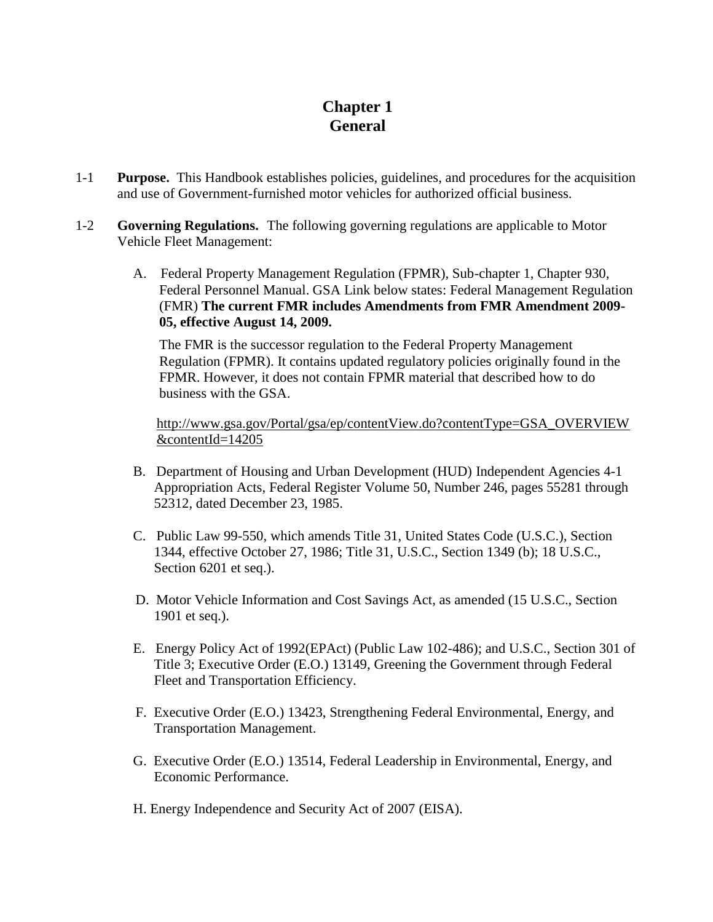# Chapter 1
# General

1-1 **Purpose.** This Handbook establishes policies, guidelines, and procedures for the acquisition and use of Government-furnished motor vehicles for authorized official business.

1-2 **Governing Regulations.** The following governing regulations are applicable to Motor Vehicle Fleet Management:

A. Federal Property Management Regulation (FPMR), Sub-chapter 1, Chapter 930, Federal Personnel Manual. GSA Link below states: Federal Management Regulation (FMR) **The current FMR includes Amendments from FMR Amendment 2009-05, effective August 14, 2009.**

The FMR is the successor regulation to the Federal Property Management Regulation (FPMR). It contains updated regulatory policies originally found in the FPMR. However, it does not contain FPMR material that described how to do business with the GSA.

http://www.gsa.gov/Portal/gsa/ep/contentView.do?contentType=GSA_OVERVIEW&contentId=14205

B. Department of Housing and Urban Development (HUD) Independent Agencies 4-1 Appropriation Acts, Federal Register Volume 50, Number 246, pages 55281 through 52312, dated December 23, 1985.

C. Public Law 99-550, which amends Title 31, United States Code (U.S.C.), Section 1344, effective October 27, 1986; Title 31, U.S.C., Section 1349 (b); 18 U.S.C., Section 6201 et seq.).

D. Motor Vehicle Information and Cost Savings Act, as amended (15 U.S.C., Section 1901 et seq.).

E. Energy Policy Act of 1992(EPAct) (Public Law 102-486); and U.S.C., Section 301 of Title 3; Executive Order (E.O.) 13149, Greening the Government through Federal Fleet and Transportation Efficiency.

F. Executive Order (E.O.) 13423, Strengthening Federal Environmental, Energy, and Transportation Management.

G. Executive Order (E.O.) 13514, Federal Leadership in Environmental, Energy, and Economic Performance.

H. Energy Independence and Security Act of 2007 (EISA).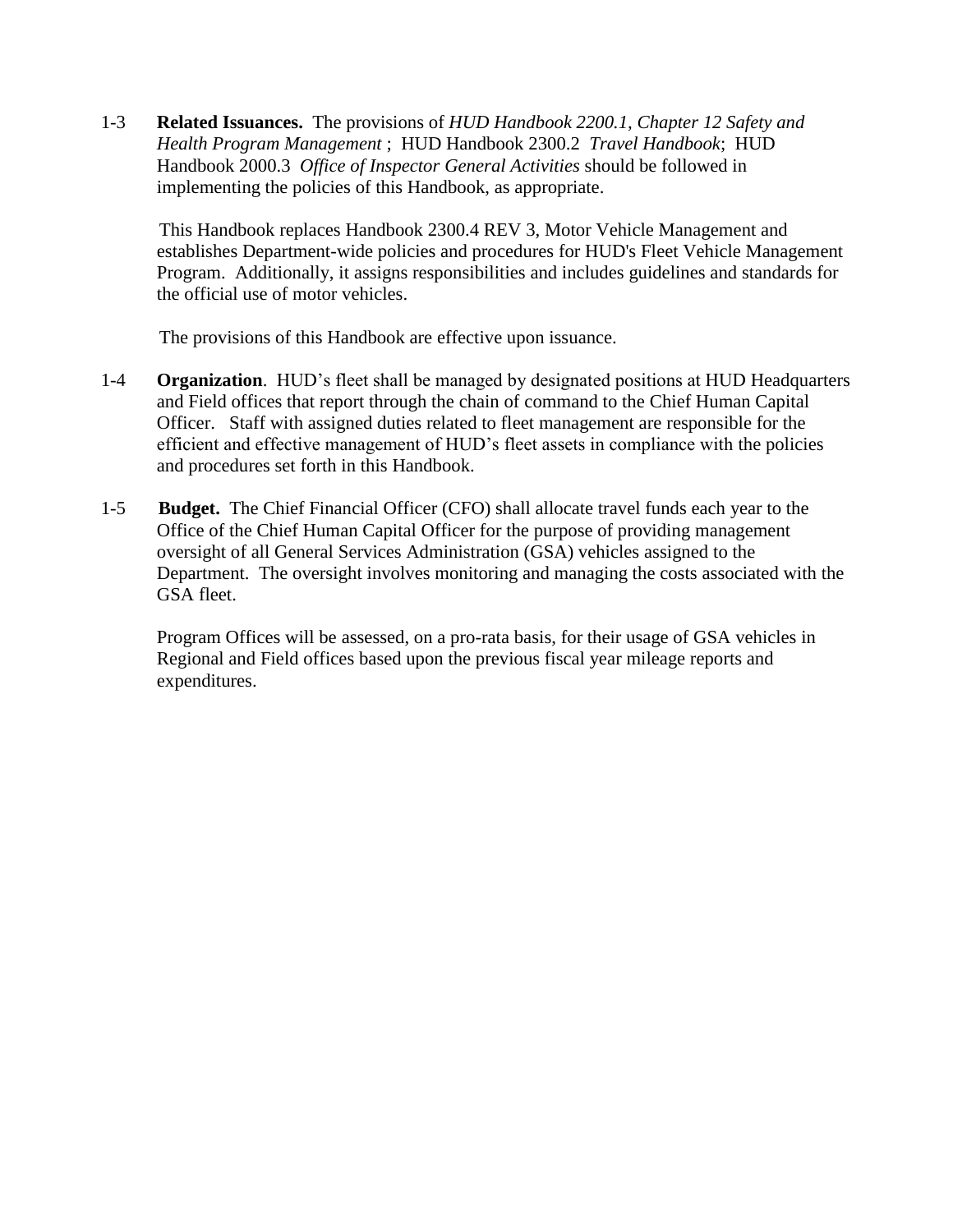1-3 **Related Issuances.** The provisions of *HUD Handbook 2200.1, Chapter 12 Safety and Health Program Management* ; HUD Handbook 2300.2 *Travel Handbook*; HUD Handbook 2000.3 *Office of Inspector General Activities* should be followed in implementing the policies of this Handbook, as appropriate.

This Handbook replaces Handbook 2300.4 REV 3, Motor Vehicle Management and establishes Department-wide policies and procedures for HUD's Fleet Vehicle Management Program. Additionally, it assigns responsibilities and includes guidelines and standards for the official use of motor vehicles.

The provisions of this Handbook are effective upon issuance.

1-4 **Organization**. HUD's fleet shall be managed by designated positions at HUD Headquarters and Field offices that report through the chain of command to the Chief Human Capital Officer. Staff with assigned duties related to fleet management are responsible for the efficient and effective management of HUD's fleet assets in compliance with the policies and procedures set forth in this Handbook.

1-5 **Budget.** The Chief Financial Officer (CFO) shall allocate travel funds each year to the Office of the Chief Human Capital Officer for the purpose of providing management oversight of all General Services Administration (GSA) vehicles assigned to the Department. The oversight involves monitoring and managing the costs associated with the GSA fleet.

Program Offices will be assessed, on a pro-rata basis, for their usage of GSA vehicles in Regional and Field offices based upon the previous fiscal year mileage reports and expenditures.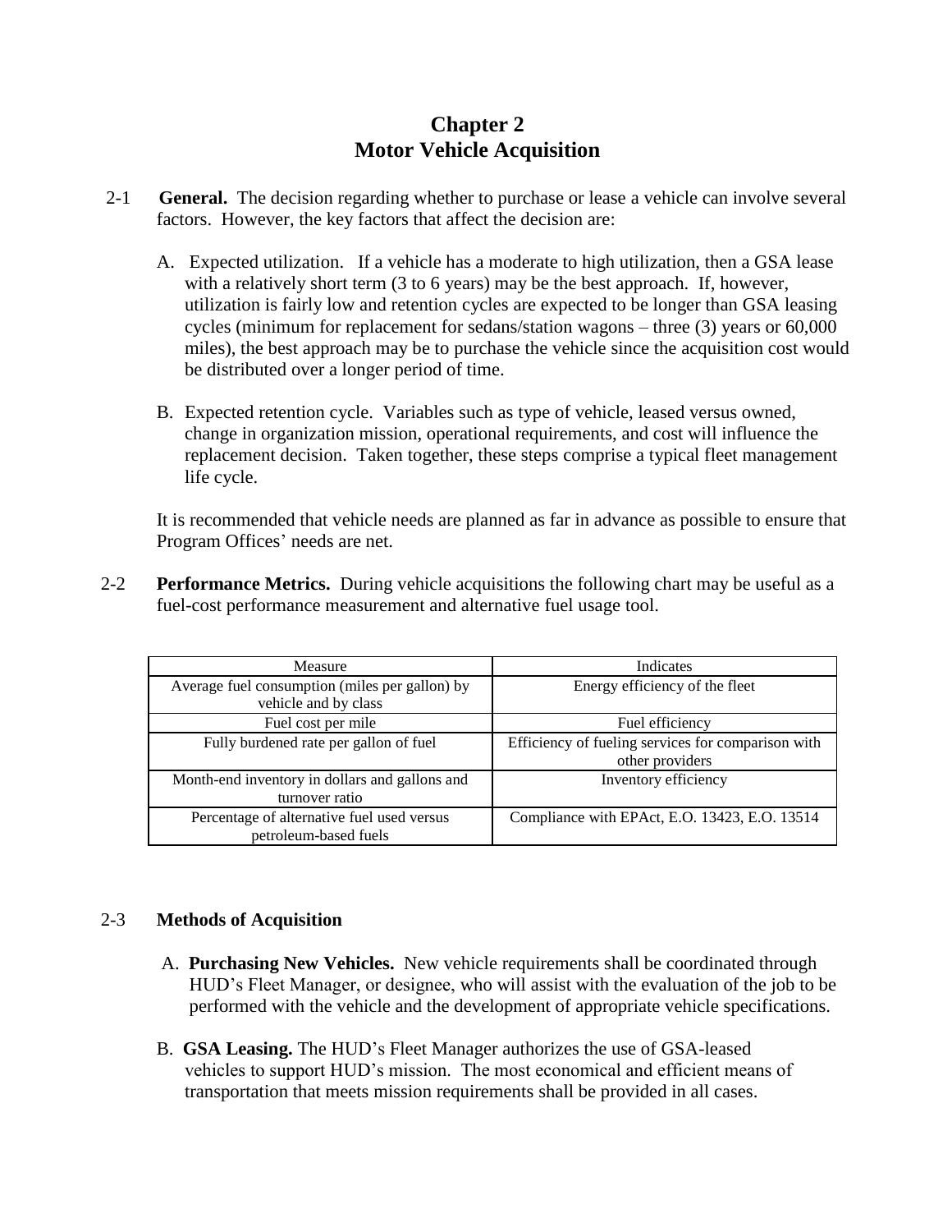# Chapter 2
# Motor Vehicle Acquisition

2-1 **General.** The decision regarding whether to purchase or lease a vehicle can involve several factors. However, the key factors that affect the decision are:

A. Expected utilization. If a vehicle has a moderate to high utilization, then a GSA lease with a relatively short term (3 to 6 years) may be the best approach. If, however, utilization is fairly low and retention cycles are expected to be longer than GSA leasing cycles (minimum for replacement for sedans/station wagons – three (3) years or 60,000 miles), the best approach may be to purchase the vehicle since the acquisition cost would be distributed over a longer period of time.

B. Expected retention cycle. Variables such as type of vehicle, leased versus owned, change in organization mission, operational requirements, and cost will influence the replacement decision. Taken together, these steps comprise a typical fleet management life cycle.

It is recommended that vehicle needs are planned as far in advance as possible to ensure that Program Offices' needs are net.

2-2 **Performance Metrics.** During vehicle acquisitions the following chart may be useful as a fuel-cost performance measurement and alternative fuel usage tool.

| Measure | Indicates |
|---|---|
| Average fuel consumption (miles per gallon) by vehicle and by class | Energy efficiency of the fleet |
| Fuel cost per mile | Fuel efficiency |
| Fully burdened rate per gallon of fuel | Efficiency of fueling services for comparison with other providers |
| Month-end inventory in dollars and gallons and turnover ratio | Inventory efficiency |
| Percentage of alternative fuel used versus petroleum-based fuels | Compliance with EPAct, E.O. 13423, E.O. 13514 |

2-3 **Methods of Acquisition**

A. **Purchasing New Vehicles.** New vehicle requirements shall be coordinated through HUD's Fleet Manager, or designee, who will assist with the evaluation of the job to be performed with the vehicle and the development of appropriate vehicle specifications.

B. **GSA Leasing.** The HUD's Fleet Manager authorizes the use of GSA-leased vehicles to support HUD's mission. The most economical and efficient means of transportation that meets mission requirements shall be provided in all cases.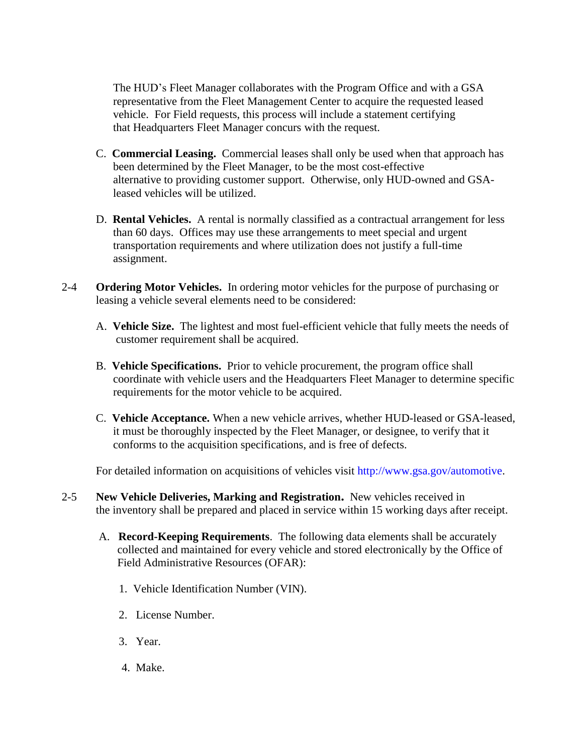The HUD's Fleet Manager collaborates with the Program Office and with a GSA representative from the Fleet Management Center to acquire the requested leased vehicle. For Field requests, this process will include a statement certifying that Headquarters Fleet Manager concurs with the request.

C. **Commercial Leasing.** Commercial leases shall only be used when that approach has been determined by the Fleet Manager, to be the most cost-effective alternative to providing customer support. Otherwise, only HUD-owned and GSA-leased vehicles will be utilized.

D. **Rental Vehicles.** A rental is normally classified as a contractual arrangement for less than 60 days. Offices may use these arrangements to meet special and urgent transportation requirements and where utilization does not justify a full-time assignment.

2-4 **Ordering Motor Vehicles.** In ordering motor vehicles for the purpose of purchasing or leasing a vehicle several elements need to be considered:

A. **Vehicle Size.** The lightest and most fuel-efficient vehicle that fully meets the needs of customer requirement shall be acquired.

B. **Vehicle Specifications.** Prior to vehicle procurement, the program office shall coordinate with vehicle users and the Headquarters Fleet Manager to determine specific requirements for the motor vehicle to be acquired.

C. **Vehicle Acceptance.** When a new vehicle arrives, whether HUD-leased or GSA-leased, it must be thoroughly inspected by the Fleet Manager, or designee, to verify that it conforms to the acquisition specifications, and is free of defects.

For detailed information on acquisitions of vehicles visit http://www.gsa.gov/automotive.

2-5 **New Vehicle Deliveries, Marking and Registration.** New vehicles received in the inventory shall be prepared and placed in service within 15 working days after receipt.

A. **Record-Keeping Requirements**. The following data elements shall be accurately collected and maintained for every vehicle and stored electronically by the Office of Field Administrative Resources (OFAR):

1. Vehicle Identification Number (VIN).
2. License Number.
3. Year.
4. Make.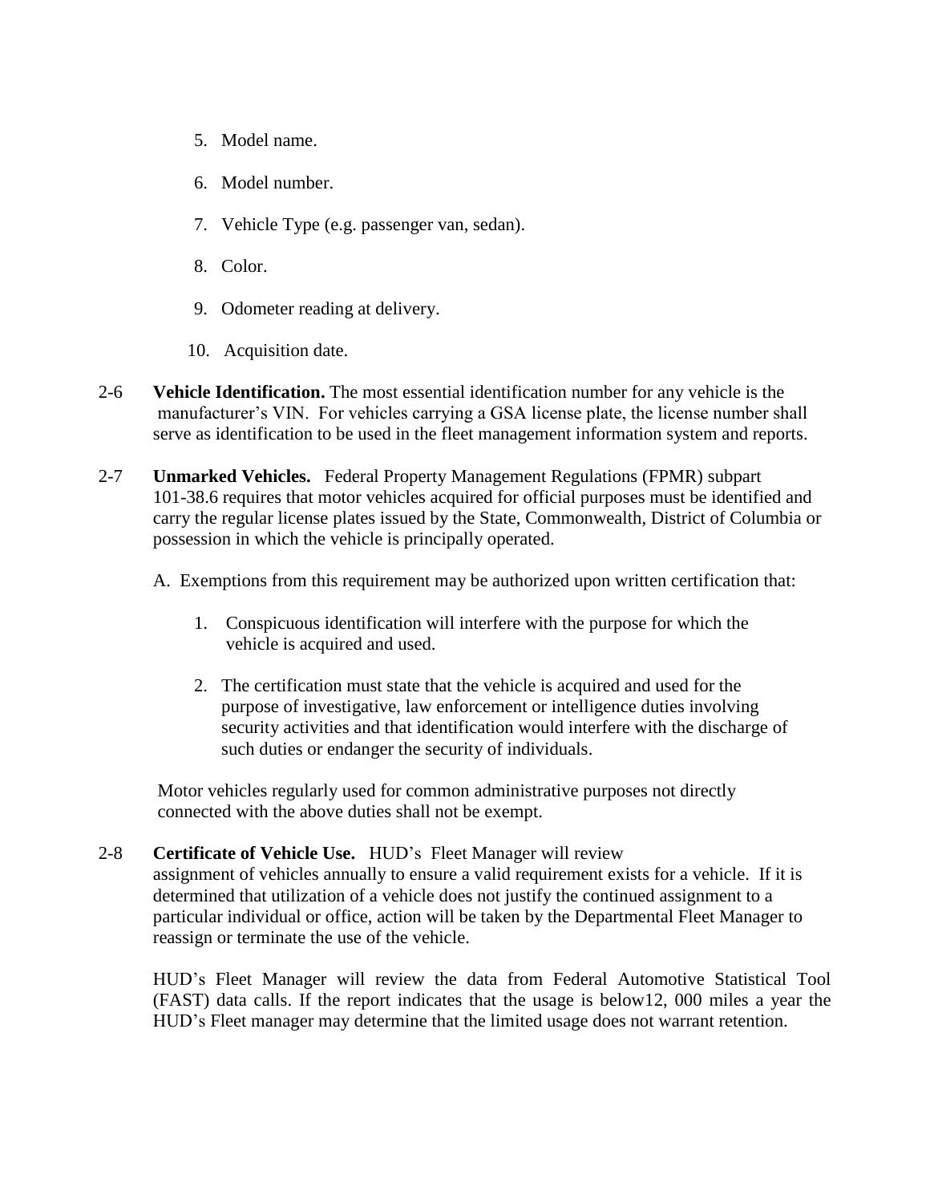5. Model name.

6. Model number.

7. Vehicle Type (e.g. passenger van, sedan).

8. Color.

9. Odometer reading at delivery.

10. Acquisition date.

2-6 **Vehicle Identification.** The most essential identification number for any vehicle is the manufacturer's VIN. For vehicles carrying a GSA license plate, the license number shall serve as identification to be used in the fleet management information system and reports.

2-7 **Unmarked Vehicles.** Federal Property Management Regulations (FPMR) subpart 101-38.6 requires that motor vehicles acquired for official purposes must be identified and carry the regular license plates issued by the State, Commonwealth, District of Columbia or possession in which the vehicle is principally operated.

A. Exemptions from this requirement may be authorized upon written certification that:

1. Conspicuous identification will interfere with the purpose for which the vehicle is acquired and used.

2. The certification must state that the vehicle is acquired and used for the purpose of investigative, law enforcement or intelligence duties involving security activities and that identification would interfere with the discharge of such duties or endanger the security of individuals.

Motor vehicles regularly used for common administrative purposes not directly connected with the above duties shall not be exempt.

2-8 **Certificate of Vehicle Use.** HUD's Fleet Manager will review assignment of vehicles annually to ensure a valid requirement exists for a vehicle. If it is determined that utilization of a vehicle does not justify the continued assignment to a particular individual or office, action will be taken by the Departmental Fleet Manager to reassign or terminate the use of the vehicle.

HUD's Fleet Manager will review the data from Federal Automotive Statistical Tool (FAST) data calls. If the report indicates that the usage is below12, 000 miles a year the HUD's Fleet manager may determine that the limited usage does not warrant retention.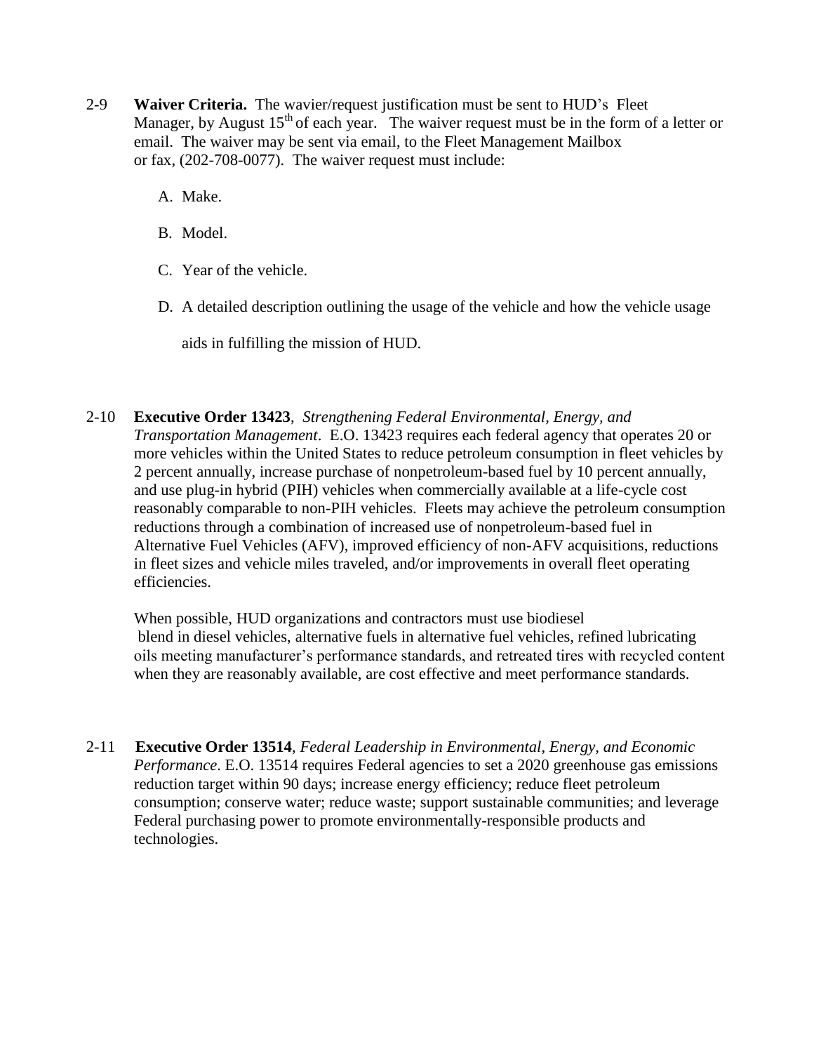2-9 **Waiver Criteria.** The wavier/request justification must be sent to HUD's Fleet Manager, by August 15th of each year. The waiver request must be in the form of a letter or email. The waiver may be sent via email, to the Fleet Management Mailbox or fax, (202-708-0077). The waiver request must include:

A. Make.

B. Model.

C. Year of the vehicle.

D. A detailed description outlining the usage of the vehicle and how the vehicle usage aids in fulfilling the mission of HUD.

2-10 **Executive Order 13423**, *Strengthening Federal Environmental, Energy, and Transportation Management*. E.O. 13423 requires each federal agency that operates 20 or more vehicles within the United States to reduce petroleum consumption in fleet vehicles by 2 percent annually, increase purchase of nonpetroleum-based fuel by 10 percent annually, and use plug-in hybrid (PIH) vehicles when commercially available at a life-cycle cost reasonably comparable to non-PIH vehicles. Fleets may achieve the petroleum consumption reductions through a combination of increased use of nonpetroleum-based fuel in Alternative Fuel Vehicles (AFV), improved efficiency of non-AFV acquisitions, reductions in fleet sizes and vehicle miles traveled, and/or improvements in overall fleet operating efficiencies.

When possible, HUD organizations and contractors must use biodiesel blend in diesel vehicles, alternative fuels in alternative fuel vehicles, refined lubricating oils meeting manufacturer's performance standards, and retreated tires with recycled content when they are reasonably available, are cost effective and meet performance standards.

2-11 **Executive Order 13514**, *Federal Leadership in Environmental, Energy, and Economic Performance*. E.O. 13514 requires Federal agencies to set a 2020 greenhouse gas emissions reduction target within 90 days; increase energy efficiency; reduce fleet petroleum consumption; conserve water; reduce waste; support sustainable communities; and leverage Federal purchasing power to promote environmentally-responsible products and technologies.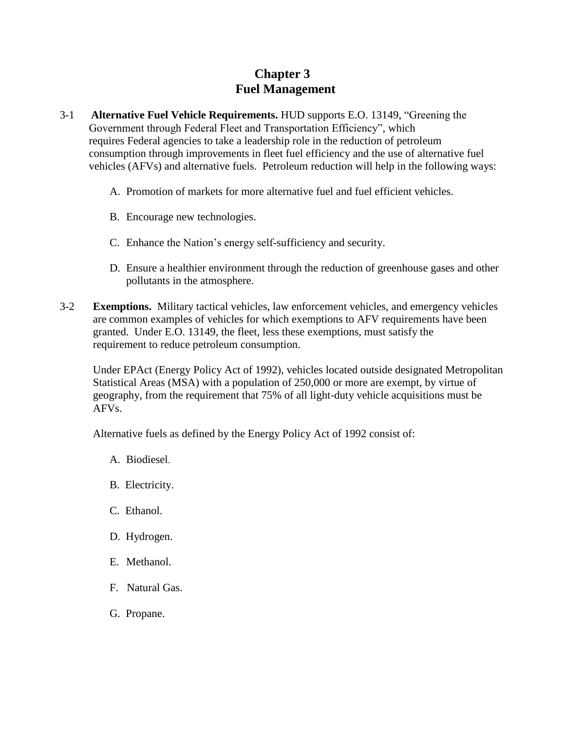# Chapter 3
# Fuel Management

3-1 **Alternative Fuel Vehicle Requirements.** HUD supports E.O. 13149, "Greening the Government through Federal Fleet and Transportation Efficiency", which requires Federal agencies to take a leadership role in the reduction of petroleum consumption through improvements in fleet fuel efficiency and the use of alternative fuel vehicles (AFVs) and alternative fuels. Petroleum reduction will help in the following ways:

A. Promotion of markets for more alternative fuel and fuel efficient vehicles.

B. Encourage new technologies.

C. Enhance the Nation's energy self-sufficiency and security.

D. Ensure a healthier environment through the reduction of greenhouse gases and other pollutants in the atmosphere.

3-2 **Exemptions.** Military tactical vehicles, law enforcement vehicles, and emergency vehicles are common examples of vehicles for which exemptions to AFV requirements have been granted. Under E.O. 13149, the fleet, less these exemptions, must satisfy the requirement to reduce petroleum consumption.

Under EPAct (Energy Policy Act of 1992), vehicles located outside designated Metropolitan Statistical Areas (MSA) with a population of 250,000 or more are exempt, by virtue of geography, from the requirement that 75% of all light-duty vehicle acquisitions must be AFVs.

Alternative fuels as defined by the Energy Policy Act of 1992 consist of:

A. Biodiesel.

B. Electricity.

C. Ethanol.

D. Hydrogen.

E. Methanol.

F. Natural Gas.

G. Propane.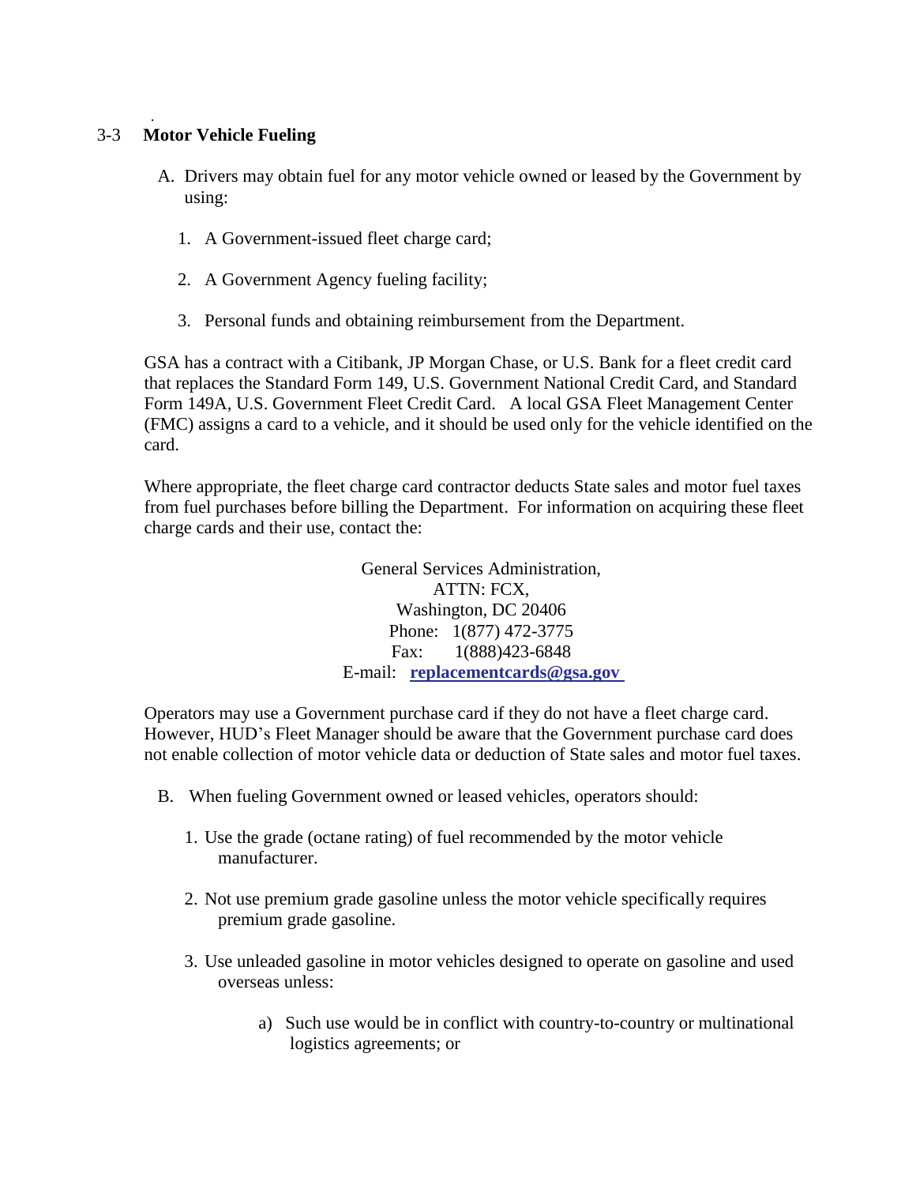## 3-3 Motor Vehicle Fueling

A. Drivers may obtain fuel for any motor vehicle owned or leased by the Government by using:

1. A Government-issued fleet charge card;
2. A Government Agency fueling facility;
3. Personal funds and obtaining reimbursement from the Department.

GSA has a contract with a Citibank, JP Morgan Chase, or U.S. Bank for a fleet credit card that replaces the Standard Form 149, U.S. Government National Credit Card, and Standard Form 149A, U.S. Government Fleet Credit Card. A local GSA Fleet Management Center (FMC) assigns a card to a vehicle, and it should be used only for the vehicle identified on the card.

Where appropriate, the fleet charge card contractor deducts State sales and motor fuel taxes from fuel purchases before billing the Department. For information on acquiring these fleet charge cards and their use, contact the:

General Services Administration,
ATTN: FCX,
Washington, DC 20406
Phone: 1(877) 472-3775
Fax: 1(888)423-6848
E-mail: **replacementcards@gsa.gov**

Operators may use a Government purchase card if they do not have a fleet charge card. However, HUD's Fleet Manager should be aware that the Government purchase card does not enable collection of motor vehicle data or deduction of State sales and motor fuel taxes.

B. When fueling Government owned or leased vehicles, operators should:

1. Use the grade (octane rating) of fuel recommended by the motor vehicle manufacturer.
2. Not use premium grade gasoline unless the motor vehicle specifically requires premium grade gasoline.
3. Use unleaded gasoline in motor vehicles designed to operate on gasoline and used overseas unless:
   a) Such use would be in conflict with country-to-country or multinational logistics agreements; or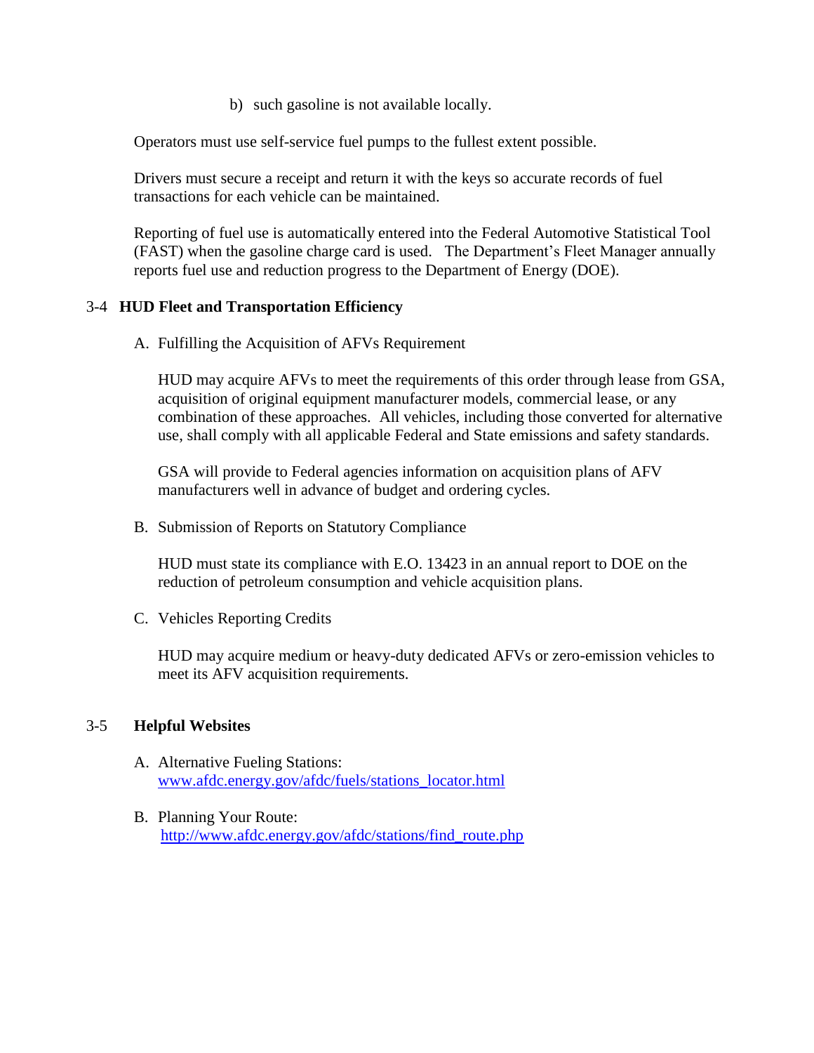b) such gasoline is not available locally.

Operators must use self-service fuel pumps to the fullest extent possible.

Drivers must secure a receipt and return it with the keys so accurate records of fuel transactions for each vehicle can be maintained.

Reporting of fuel use is automatically entered into the Federal Automotive Statistical Tool (FAST) when the gasoline charge card is used. The Department's Fleet Manager annually reports fuel use and reduction progress to the Department of Energy (DOE).

## 3-4 HUD Fleet and Transportation Efficiency

A. Fulfilling the Acquisition of AFVs Requirement

HUD may acquire AFVs to meet the requirements of this order through lease from GSA, acquisition of original equipment manufacturer models, commercial lease, or any combination of these approaches. All vehicles, including those converted for alternative use, shall comply with all applicable Federal and State emissions and safety standards.

GSA will provide to Federal agencies information on acquisition plans of AFV manufacturers well in advance of budget and ordering cycles.

B. Submission of Reports on Statutory Compliance

HUD must state its compliance with E.O. 13423 in an annual report to DOE on the reduction of petroleum consumption and vehicle acquisition plans.

C. Vehicles Reporting Credits

HUD may acquire medium or heavy-duty dedicated AFVs or zero-emission vehicles to meet its AFV acquisition requirements.

## 3-5 Helpful Websites

A. Alternative Fueling Stations:
www.afdc.energy.gov/afdc/fuels/stations_locator.html

B. Planning Your Route:
http://www.afdc.energy.gov/afdc/stations/find_route.php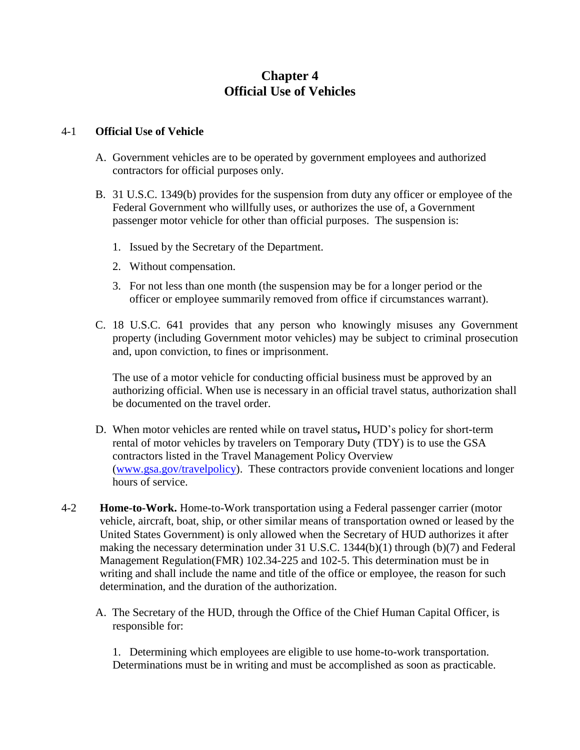# Chapter 4
# Official Use of Vehicles

## 4-1 Official Use of Vehicle

A. Government vehicles are to be operated by government employees and authorized contractors for official purposes only.

B. 31 U.S.C. 1349(b) provides for the suspension from duty any officer or employee of the Federal Government who willfully uses, or authorizes the use of, a Government passenger motor vehicle for other than official purposes. The suspension is:

1. Issued by the Secretary of the Department.
2. Without compensation.
3. For not less than one month (the suspension may be for a longer period or the officer or employee summarily removed from office if circumstances warrant).

C. 18 U.S.C. 641 provides that any person who knowingly misuses any Government property (including Government motor vehicles) may be subject to criminal prosecution and, upon conviction, to fines or imprisonment.

The use of a motor vehicle for conducting official business must be approved by an authorizing official. When use is necessary in an official travel status, authorization shall be documented on the travel order.

D. When motor vehicles are rented while on travel status**,** HUD's policy for short-term rental of motor vehicles by travelers on Temporary Duty (TDY) is to use the GSA contractors listed in the Travel Management Policy Overview (www.gsa.gov/travelpolicy). These contractors provide convenient locations and longer hours of service.

**4-2 Home-to-Work.** Home-to-Work transportation using a Federal passenger carrier (motor vehicle, aircraft, boat, ship, or other similar means of transportation owned or leased by the United States Government) is only allowed when the Secretary of HUD authorizes it after making the necessary determination under 31 U.S.C. 1344(b)(1) through (b)(7) and Federal Management Regulation(FMR) 102.34-225 and 102-5. This determination must be in writing and shall include the name and title of the office or employee, the reason for such determination, and the duration of the authorization.

A. The Secretary of the HUD, through the Office of the Chief Human Capital Officer, is responsible for:

1. Determining which employees are eligible to use home-to-work transportation. Determinations must be in writing and must be accomplished as soon as practicable.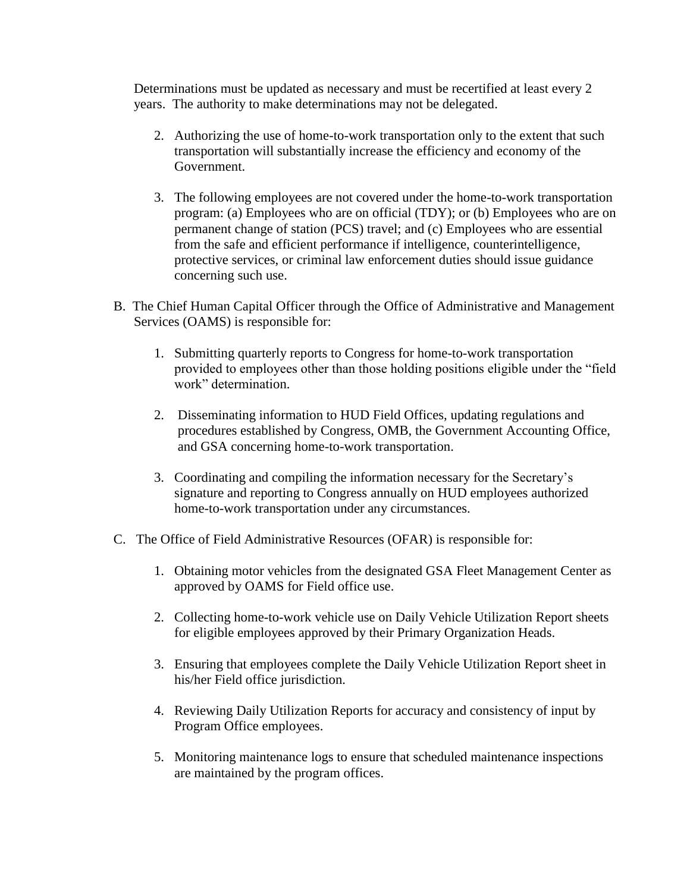Determinations must be updated as necessary and must be recertified at least every 2 years. The authority to make determinations may not be delegated.

2. Authorizing the use of home-to-work transportation only to the extent that such transportation will substantially increase the efficiency and economy of the Government.

3. The following employees are not covered under the home-to-work transportation program: (a) Employees who are on official (TDY); or (b) Employees who are on permanent change of station (PCS) travel; and (c) Employees who are essential from the safe and efficient performance if intelligence, counterintelligence, protective services, or criminal law enforcement duties should issue guidance concerning such use.

B. The Chief Human Capital Officer through the Office of Administrative and Management Services (OAMS) is responsible for:

1. Submitting quarterly reports to Congress for home-to-work transportation provided to employees other than those holding positions eligible under the "field work" determination.

2. Disseminating information to HUD Field Offices, updating regulations and procedures established by Congress, OMB, the Government Accounting Office, and GSA concerning home-to-work transportation.

3. Coordinating and compiling the information necessary for the Secretary's signature and reporting to Congress annually on HUD employees authorized home-to-work transportation under any circumstances.

C. The Office of Field Administrative Resources (OFAR) is responsible for:

1. Obtaining motor vehicles from the designated GSA Fleet Management Center as approved by OAMS for Field office use.

2. Collecting home-to-work vehicle use on Daily Vehicle Utilization Report sheets for eligible employees approved by their Primary Organization Heads.

3. Ensuring that employees complete the Daily Vehicle Utilization Report sheet in his/her Field office jurisdiction.

4. Reviewing Daily Utilization Reports for accuracy and consistency of input by Program Office employees.

5. Monitoring maintenance logs to ensure that scheduled maintenance inspections are maintained by the program offices.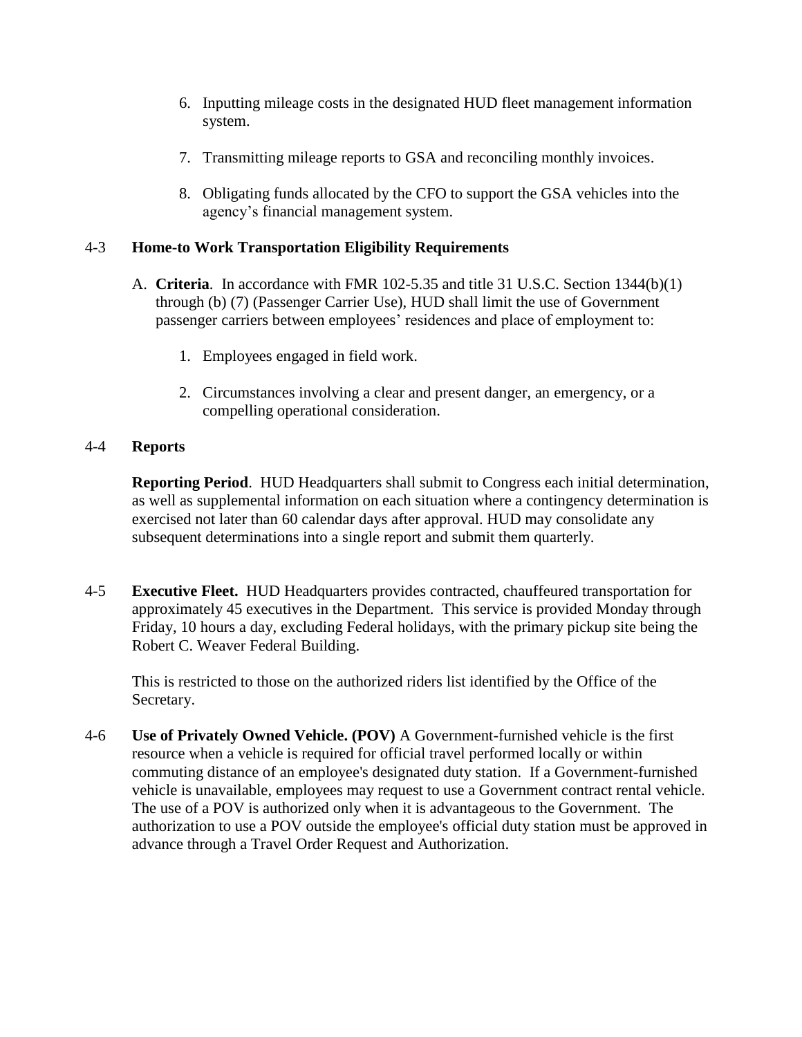6. Inputting mileage costs in the designated HUD fleet management information system.

7. Transmitting mileage reports to GSA and reconciling monthly invoices.

8. Obligating funds allocated by the CFO to support the GSA vehicles into the agency's financial management system.

## 4-3 Home-to Work Transportation Eligibility Requirements

A. **Criteria**. In accordance with FMR 102-5.35 and title 31 U.S.C. Section 1344(b)(1) through (b) (7) (Passenger Carrier Use), HUD shall limit the use of Government passenger carriers between employees' residences and place of employment to:

   1. Employees engaged in field work.

   2. Circumstances involving a clear and present danger, an emergency, or a compelling operational consideration.

## 4-4 Reports

**Reporting Period**. HUD Headquarters shall submit to Congress each initial determination, as well as supplemental information on each situation where a contingency determination is exercised not later than 60 calendar days after approval. HUD may consolidate any subsequent determinations into a single report and submit them quarterly.

4-5 **Executive Fleet.** HUD Headquarters provides contracted, chauffeured transportation for approximately 45 executives in the Department. This service is provided Monday through Friday, 10 hours a day, excluding Federal holidays, with the primary pickup site being the Robert C. Weaver Federal Building.

This is restricted to those on the authorized riders list identified by the Office of the Secretary.

4-6 **Use of Privately Owned Vehicle. (POV)** A Government-furnished vehicle is the first resource when a vehicle is required for official travel performed locally or within commuting distance of an employee's designated duty station. If a Government-furnished vehicle is unavailable, employees may request to use a Government contract rental vehicle. The use of a POV is authorized only when it is advantageous to the Government. The authorization to use a POV outside the employee's official duty station must be approved in advance through a Travel Order Request and Authorization.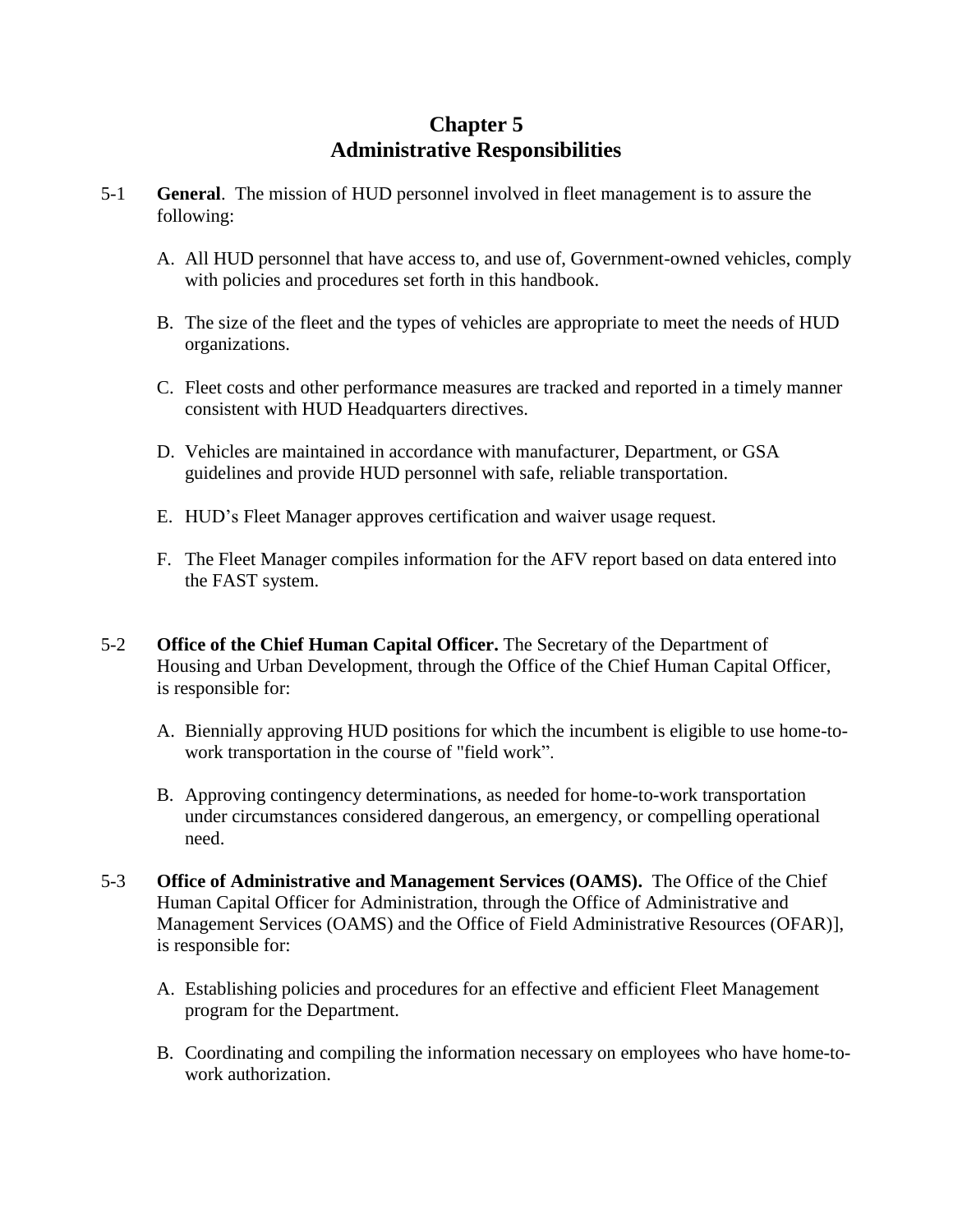# Chapter 5
# Administrative Responsibilities

5-1 **General**. The mission of HUD personnel involved in fleet management is to assure the following:

A. All HUD personnel that have access to, and use of, Government-owned vehicles, comply with policies and procedures set forth in this handbook.

B. The size of the fleet and the types of vehicles are appropriate to meet the needs of HUD organizations.

C. Fleet costs and other performance measures are tracked and reported in a timely manner consistent with HUD Headquarters directives.

D. Vehicles are maintained in accordance with manufacturer, Department, or GSA guidelines and provide HUD personnel with safe, reliable transportation.

E. HUD's Fleet Manager approves certification and waiver usage request.

F. The Fleet Manager compiles information for the AFV report based on data entered into the FAST system.

5-2 **Office of the Chief Human Capital Officer.** The Secretary of the Department of Housing and Urban Development, through the Office of the Chief Human Capital Officer, is responsible for:

A. Biennially approving HUD positions for which the incumbent is eligible to use home-to-work transportation in the course of "field work".

B. Approving contingency determinations, as needed for home-to-work transportation under circumstances considered dangerous, an emergency, or compelling operational need.

5-3 **Office of Administrative and Management Services (OAMS).** The Office of the Chief Human Capital Officer for Administration, through the Office of Administrative and Management Services (OAMS) and the Office of Field Administrative Resources (OFAR)], is responsible for:

A. Establishing policies and procedures for an effective and efficient Fleet Management program for the Department.

B. Coordinating and compiling the information necessary on employees who have home-to-work authorization.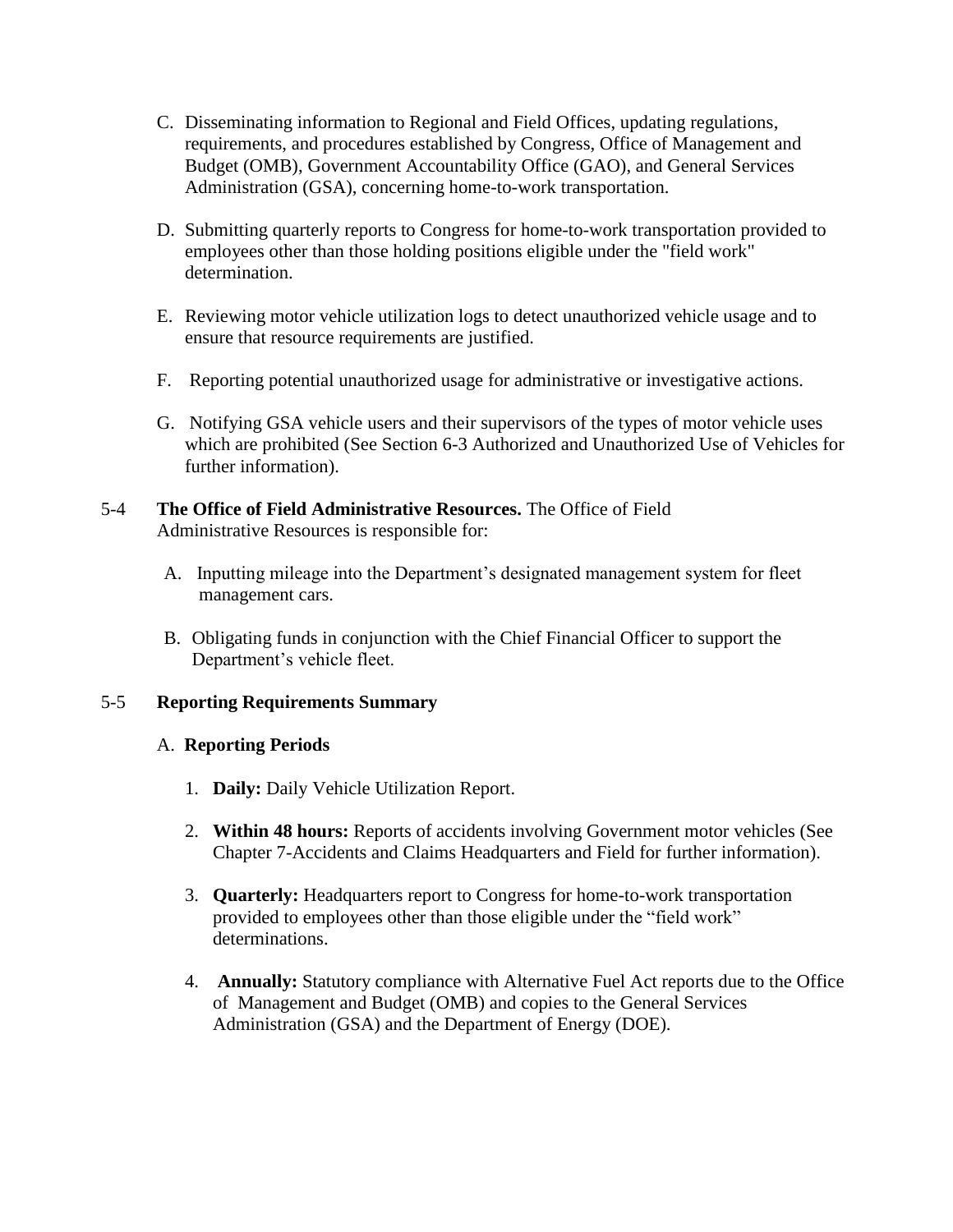C. Disseminating information to Regional and Field Offices, updating regulations, requirements, and procedures established by Congress, Office of Management and Budget (OMB), Government Accountability Office (GAO), and General Services Administration (GSA), concerning home-to-work transportation.

D. Submitting quarterly reports to Congress for home-to-work transportation provided to employees other than those holding positions eligible under the "field work" determination.

E. Reviewing motor vehicle utilization logs to detect unauthorized vehicle usage and to ensure that resource requirements are justified.

F. Reporting potential unauthorized usage for administrative or investigative actions.

G. Notifying GSA vehicle users and their supervisors of the types of motor vehicle uses which are prohibited (See Section 6-3 Authorized and Unauthorized Use of Vehicles for further information).

5-4 **The Office of Field Administrative Resources.** The Office of Field Administrative Resources is responsible for:

A. Inputting mileage into the Department's designated management system for fleet management cars.

B. Obligating funds in conjunction with the Chief Financial Officer to support the Department's vehicle fleet.

5-5 **Reporting Requirements Summary**

A. **Reporting Periods**

1. **Daily:** Daily Vehicle Utilization Report.

2. **Within 48 hours:** Reports of accidents involving Government motor vehicles (See Chapter 7-Accidents and Claims Headquarters and Field for further information).

3. **Quarterly:** Headquarters report to Congress for home-to-work transportation provided to employees other than those eligible under the "field work" determinations.

4. **Annually:** Statutory compliance with Alternative Fuel Act reports due to the Office of Management and Budget (OMB) and copies to the General Services Administration (GSA) and the Department of Energy (DOE).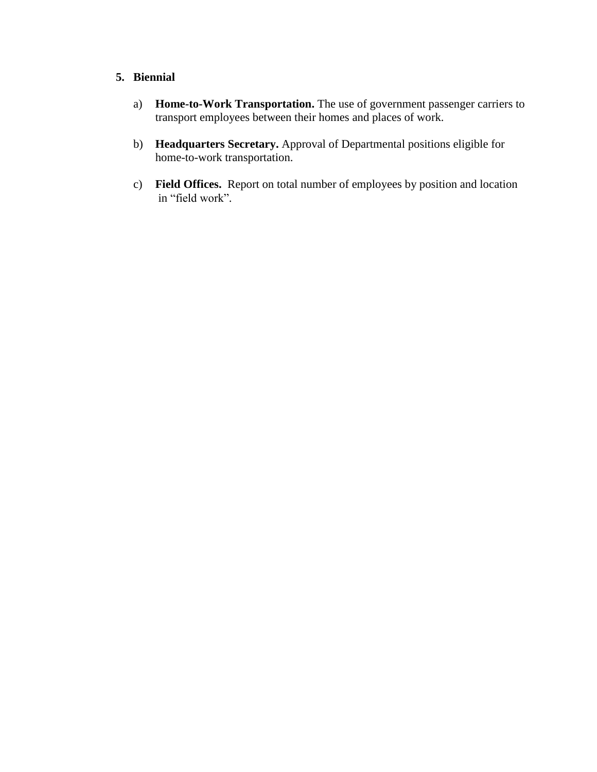5. **Biennial**

   a) **Home-to-Work Transportation.** The use of government passenger carriers to transport employees between their homes and places of work.

   b) **Headquarters Secretary.** Approval of Departmental positions eligible for home-to-work transportation.

   c) **Field Offices.** Report on total number of employees by position and location in "field work".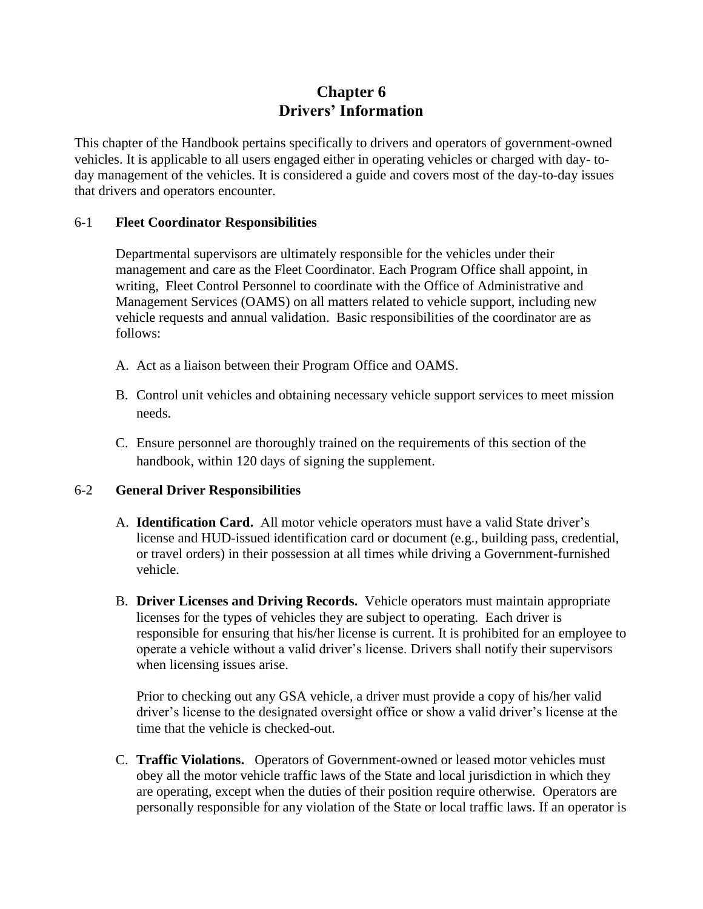# Chapter 6
# Drivers' Information

This chapter of the Handbook pertains specifically to drivers and operators of government-owned vehicles. It is applicable to all users engaged either in operating vehicles or charged with day- to-day management of the vehicles. It is considered a guide and covers most of the day-to-day issues that drivers and operators encounter.

## 6-1 **Fleet Coordinator Responsibilities**

Departmental supervisors are ultimately responsible for the vehicles under their management and care as the Fleet Coordinator. Each Program Office shall appoint, in writing, Fleet Control Personnel to coordinate with the Office of Administrative and Management Services (OAMS) on all matters related to vehicle support, including new vehicle requests and annual validation. Basic responsibilities of the coordinator are as follows:

A. Act as a liaison between their Program Office and OAMS.

B. Control unit vehicles and obtaining necessary vehicle support services to meet mission needs.

C. Ensure personnel are thoroughly trained on the requirements of this section of the handbook, within 120 days of signing the supplement.

## 6-2 **General Driver Responsibilities**

A. **Identification Card.** All motor vehicle operators must have a valid State driver's license and HUD-issued identification card or document (e.g., building pass, credential, or travel orders) in their possession at all times while driving a Government-furnished vehicle.

B. **Driver Licenses and Driving Records.** Vehicle operators must maintain appropriate licenses for the types of vehicles they are subject to operating. Each driver is responsible for ensuring that his/her license is current. It is prohibited for an employee to operate a vehicle without a valid driver's license. Drivers shall notify their supervisors when licensing issues arise.

   Prior to checking out any GSA vehicle, a driver must provide a copy of his/her valid driver's license to the designated oversight office or show a valid driver's license at the time that the vehicle is checked-out.

C. **Traffic Violations.** Operators of Government-owned or leased motor vehicles must obey all the motor vehicle traffic laws of the State and local jurisdiction in which they are operating, except when the duties of their position require otherwise. Operators are personally responsible for any violation of the State or local traffic laws. If an operator is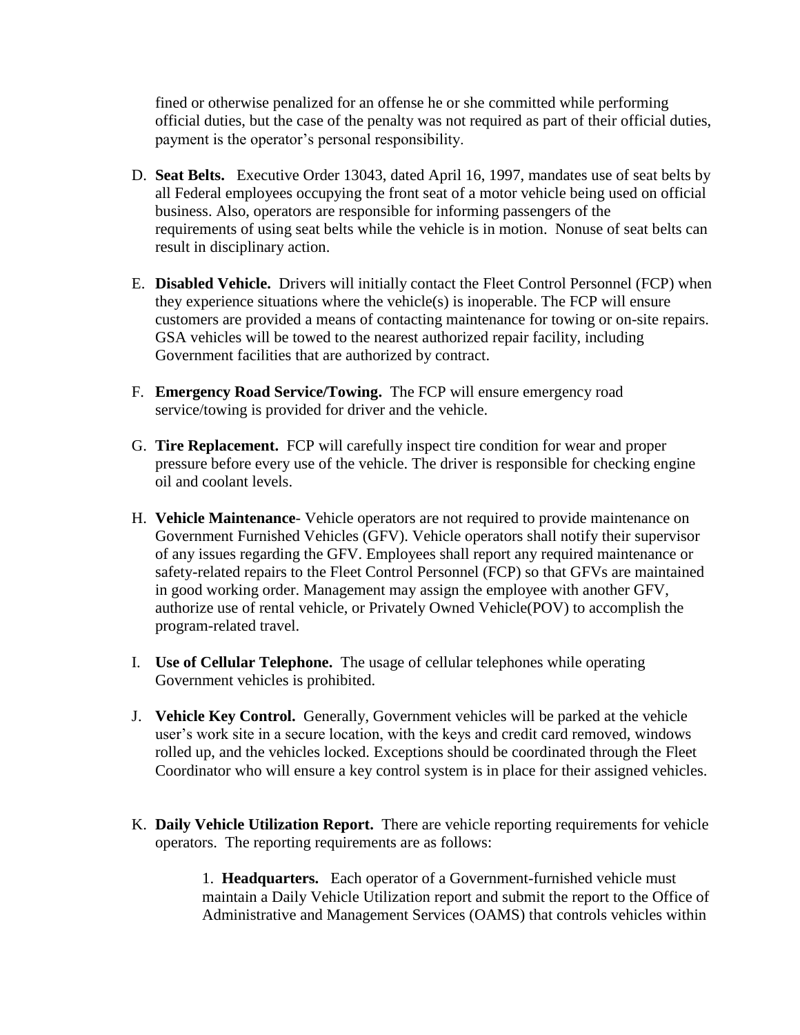fined or otherwise penalized for an offense he or she committed while performing official duties, but the case of the penalty was not required as part of their official duties, payment is the operator's personal responsibility.

D. **Seat Belts.** Executive Order 13043, dated April 16, 1997, mandates use of seat belts by all Federal employees occupying the front seat of a motor vehicle being used on official business. Also, operators are responsible for informing passengers of the requirements of using seat belts while the vehicle is in motion. Nonuse of seat belts can result in disciplinary action.

E. **Disabled Vehicle.** Drivers will initially contact the Fleet Control Personnel (FCP) when they experience situations where the vehicle(s) is inoperable. The FCP will ensure customers are provided a means of contacting maintenance for towing or on-site repairs. GSA vehicles will be towed to the nearest authorized repair facility, including Government facilities that are authorized by contract.

F. **Emergency Road Service/Towing.** The FCP will ensure emergency road service/towing is provided for driver and the vehicle.

G. **Tire Replacement.** FCP will carefully inspect tire condition for wear and proper pressure before every use of the vehicle. The driver is responsible for checking engine oil and coolant levels.

H. **Vehicle Maintenance**- Vehicle operators are not required to provide maintenance on Government Furnished Vehicles (GFV). Vehicle operators shall notify their supervisor of any issues regarding the GFV. Employees shall report any required maintenance or safety-related repairs to the Fleet Control Personnel (FCP) so that GFVs are maintained in good working order. Management may assign the employee with another GFV, authorize use of rental vehicle, or Privately Owned Vehicle(POV) to accomplish the program-related travel.

I. **Use of Cellular Telephone.** The usage of cellular telephones while operating Government vehicles is prohibited.

J. **Vehicle Key Control.** Generally, Government vehicles will be parked at the vehicle user's work site in a secure location, with the keys and credit card removed, windows rolled up, and the vehicles locked. Exceptions should be coordinated through the Fleet Coordinator who will ensure a key control system is in place for their assigned vehicles.

K. **Daily Vehicle Utilization Report.** There are vehicle reporting requirements for vehicle operators. The reporting requirements are as follows:

   1. **Headquarters.** Each operator of a Government-furnished vehicle must maintain a Daily Vehicle Utilization report and submit the report to the Office of Administrative and Management Services (OAMS) that controls vehicles within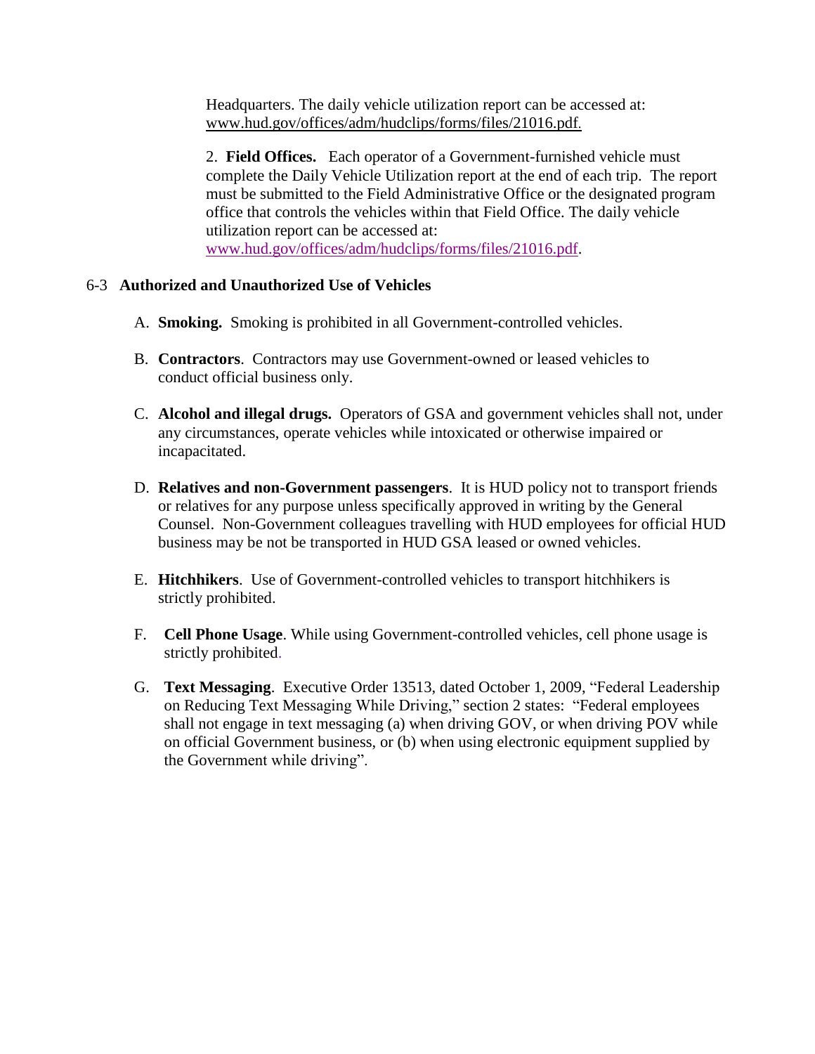Headquarters. The daily vehicle utilization report can be accessed at: www.hud.gov/offices/adm/hudclips/forms/files/21016.pdf.

2. **Field Offices.** Each operator of a Government-furnished vehicle must complete the Daily Vehicle Utilization report at the end of each trip. The report must be submitted to the Field Administrative Office or the designated program office that controls the vehicles within that Field Office. The daily vehicle utilization report can be accessed at: www.hud.gov/offices/adm/hudclips/forms/files/21016.pdf.

## 6-3 Authorized and Unauthorized Use of Vehicles

A. **Smoking.** Smoking is prohibited in all Government-controlled vehicles.

B. **Contractors**. Contractors may use Government-owned or leased vehicles to conduct official business only.

C. **Alcohol and illegal drugs.** Operators of GSA and government vehicles shall not, under any circumstances, operate vehicles while intoxicated or otherwise impaired or incapacitated.

D. **Relatives and non-Government passengers**. It is HUD policy not to transport friends or relatives for any purpose unless specifically approved in writing by the General Counsel. Non-Government colleagues travelling with HUD employees for official HUD business may be not be transported in HUD GSA leased or owned vehicles.

E. **Hitchhikers**. Use of Government-controlled vehicles to transport hitchhikers is strictly prohibited.

F. **Cell Phone Usage**. While using Government-controlled vehicles, cell phone usage is strictly prohibited.

G. **Text Messaging**. Executive Order 13513, dated October 1, 2009, "Federal Leadership on Reducing Text Messaging While Driving," section 2 states: "Federal employees shall not engage in text messaging (a) when driving GOV, or when driving POV while on official Government business, or (b) when using electronic equipment supplied by the Government while driving".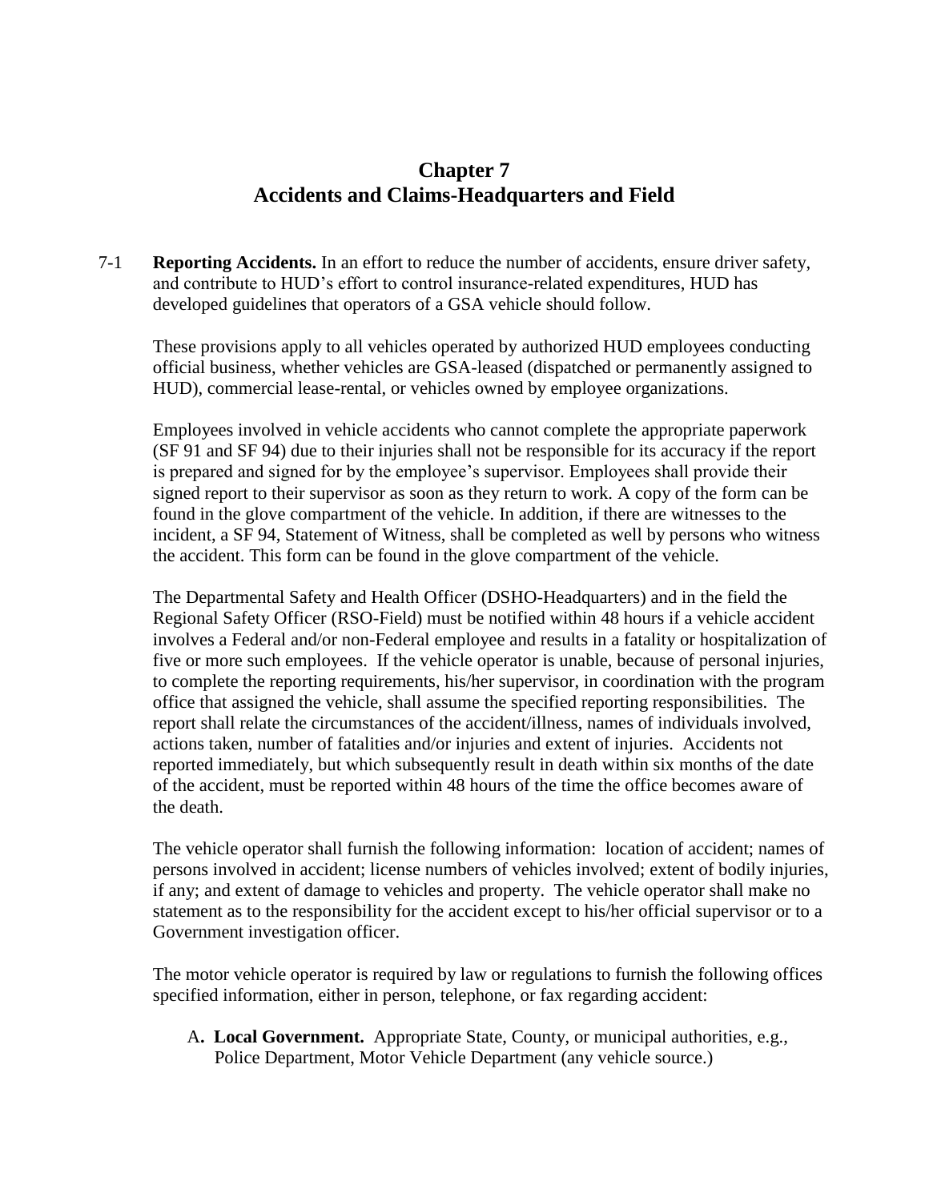# Chapter 7
# Accidents and Claims-Headquarters and Field

7-1 **Reporting Accidents.** In an effort to reduce the number of accidents, ensure driver safety, and contribute to HUD's effort to control insurance-related expenditures, HUD has developed guidelines that operators of a GSA vehicle should follow.

These provisions apply to all vehicles operated by authorized HUD employees conducting official business, whether vehicles are GSA-leased (dispatched or permanently assigned to HUD), commercial lease-rental, or vehicles owned by employee organizations.

Employees involved in vehicle accidents who cannot complete the appropriate paperwork (SF 91 and SF 94) due to their injuries shall not be responsible for its accuracy if the report is prepared and signed for by the employee's supervisor. Employees shall provide their signed report to their supervisor as soon as they return to work. A copy of the form can be found in the glove compartment of the vehicle. In addition, if there are witnesses to the incident, a SF 94, Statement of Witness, shall be completed as well by persons who witness the accident. This form can be found in the glove compartment of the vehicle.

The Departmental Safety and Health Officer (DSHO-Headquarters) and in the field the Regional Safety Officer (RSO-Field) must be notified within 48 hours if a vehicle accident involves a Federal and/or non-Federal employee and results in a fatality or hospitalization of five or more such employees. If the vehicle operator is unable, because of personal injuries, to complete the reporting requirements, his/her supervisor, in coordination with the program office that assigned the vehicle, shall assume the specified reporting responsibilities. The report shall relate the circumstances of the accident/illness, names of individuals involved, actions taken, number of fatalities and/or injuries and extent of injuries. Accidents not reported immediately, but which subsequently result in death within six months of the date of the accident, must be reported within 48 hours of the time the office becomes aware of the death.

The vehicle operator shall furnish the following information: location of accident; names of persons involved in accident; license numbers of vehicles involved; extent of bodily injuries, if any; and extent of damage to vehicles and property. The vehicle operator shall make no statement as to the responsibility for the accident except to his/her official supervisor or to a Government investigation officer.

The motor vehicle operator is required by law or regulations to furnish the following offices specified information, either in person, telephone, or fax regarding accident:

A**. Local Government.** Appropriate State, County, or municipal authorities, e.g., Police Department, Motor Vehicle Department (any vehicle source.)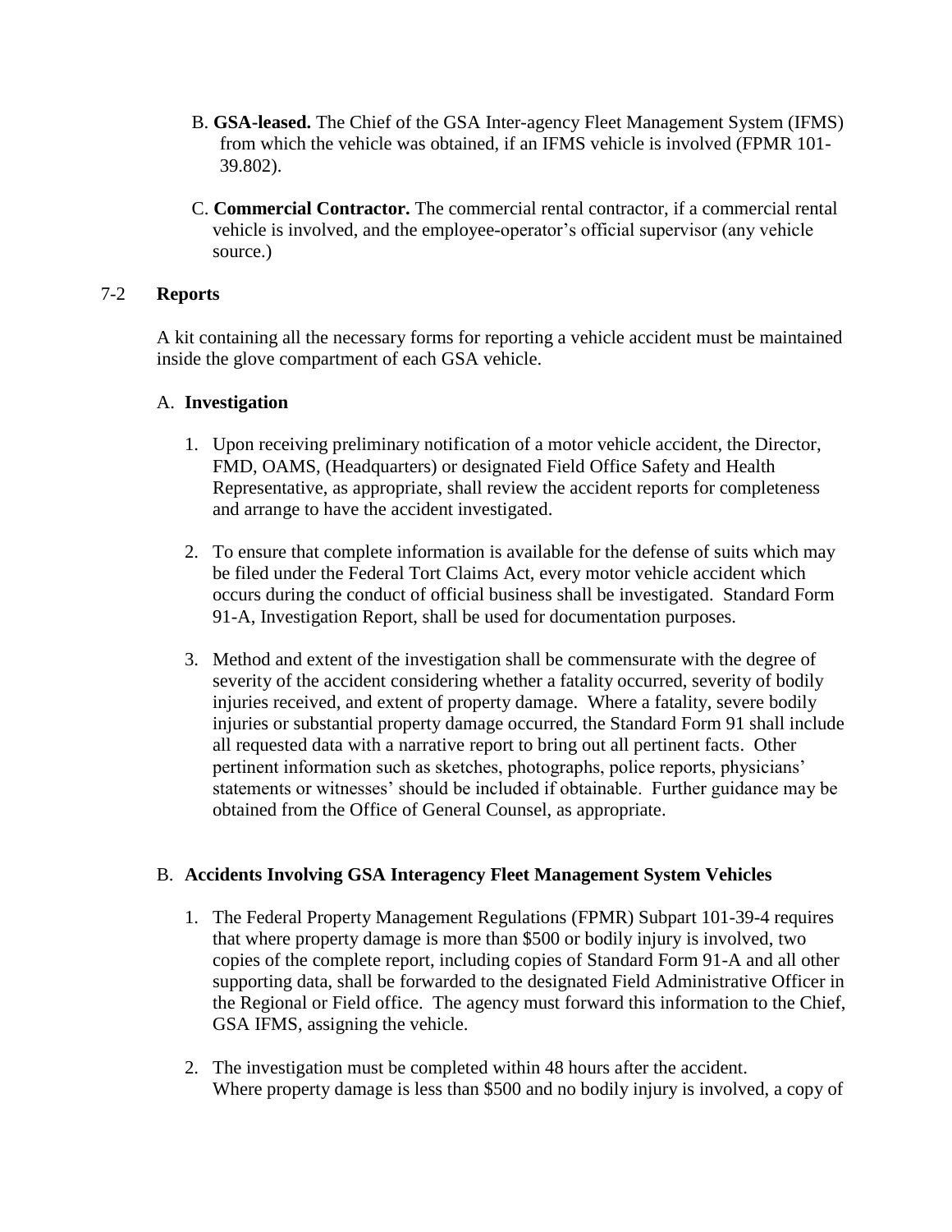B. **GSA-leased.** The Chief of the GSA Inter-agency Fleet Management System (IFMS) from which the vehicle was obtained, if an IFMS vehicle is involved (FPMR 101-39.802).

C. **Commercial Contractor.** The commercial rental contractor, if a commercial rental vehicle is involved, and the employee-operator's official supervisor (any vehicle source.)

## 7-2 Reports

A kit containing all the necessary forms for reporting a vehicle accident must be maintained inside the glove compartment of each GSA vehicle.

### A. Investigation

1. Upon receiving preliminary notification of a motor vehicle accident, the Director, FMD, OAMS, (Headquarters) or designated Field Office Safety and Health Representative, as appropriate, shall review the accident reports for completeness and arrange to have the accident investigated.

2. To ensure that complete information is available for the defense of suits which may be filed under the Federal Tort Claims Act, every motor vehicle accident which occurs during the conduct of official business shall be investigated. Standard Form 91-A, Investigation Report, shall be used for documentation purposes.

3. Method and extent of the investigation shall be commensurate with the degree of severity of the accident considering whether a fatality occurred, severity of bodily injuries received, and extent of property damage. Where a fatality, severe bodily injuries or substantial property damage occurred, the Standard Form 91 shall include all requested data with a narrative report to bring out all pertinent facts. Other pertinent information such as sketches, photographs, police reports, physicians' statements or witnesses' should be included if obtainable. Further guidance may be obtained from the Office of General Counsel, as appropriate.

### B. Accidents Involving GSA Interagency Fleet Management System Vehicles

1. The Federal Property Management Regulations (FPMR) Subpart 101-39-4 requires that where property damage is more than $500 or bodily injury is involved, two copies of the complete report, including copies of Standard Form 91-A and all other supporting data, shall be forwarded to the designated Field Administrative Officer in the Regional or Field office. The agency must forward this information to the Chief, GSA IFMS, assigning the vehicle.

2. The investigation must be completed within 48 hours after the accident. Where property damage is less than $500 and no bodily injury is involved, a copy of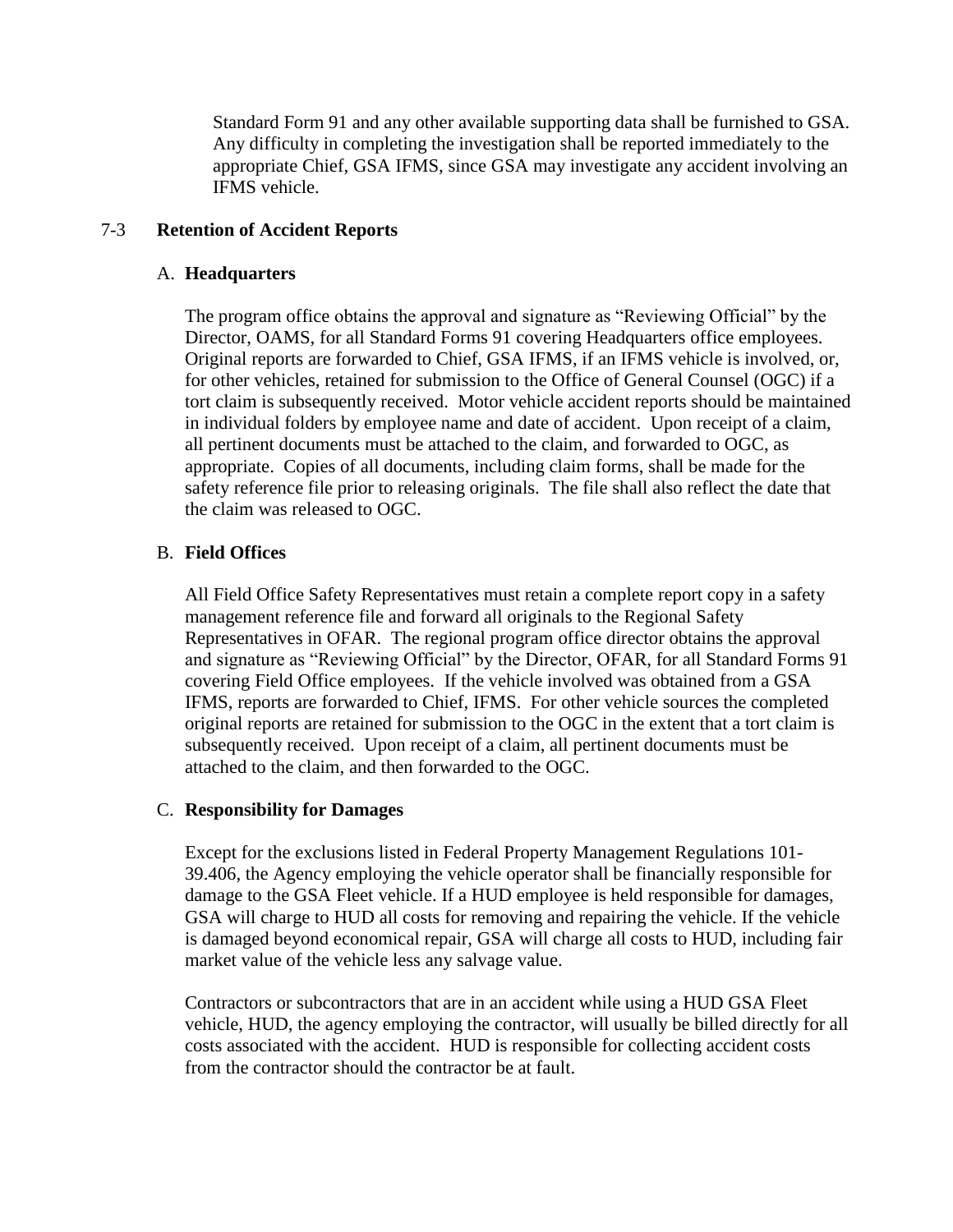Standard Form 91 and any other available supporting data shall be furnished to GSA. Any difficulty in completing the investigation shall be reported immediately to the appropriate Chief, GSA IFMS, since GSA may investigate any accident involving an IFMS vehicle.

## 7-3 Retention of Accident Reports

### A. Headquarters

The program office obtains the approval and signature as "Reviewing Official" by the Director, OAMS, for all Standard Forms 91 covering Headquarters office employees. Original reports are forwarded to Chief, GSA IFMS, if an IFMS vehicle is involved, or, for other vehicles, retained for submission to the Office of General Counsel (OGC) if a tort claim is subsequently received. Motor vehicle accident reports should be maintained in individual folders by employee name and date of accident. Upon receipt of a claim, all pertinent documents must be attached to the claim, and forwarded to OGC, as appropriate. Copies of all documents, including claim forms, shall be made for the safety reference file prior to releasing originals. The file shall also reflect the date that the claim was released to OGC.

### B. Field Offices

All Field Office Safety Representatives must retain a complete report copy in a safety management reference file and forward all originals to the Regional Safety Representatives in OFAR. The regional program office director obtains the approval and signature as "Reviewing Official" by the Director, OFAR, for all Standard Forms 91 covering Field Office employees. If the vehicle involved was obtained from a GSA IFMS, reports are forwarded to Chief, IFMS. For other vehicle sources the completed original reports are retained for submission to the OGC in the extent that a tort claim is subsequently received. Upon receipt of a claim, all pertinent documents must be attached to the claim, and then forwarded to the OGC.

### C. Responsibility for Damages

Except for the exclusions listed in Federal Property Management Regulations 101-39.406, the Agency employing the vehicle operator shall be financially responsible for damage to the GSA Fleet vehicle. If a HUD employee is held responsible for damages, GSA will charge to HUD all costs for removing and repairing the vehicle. If the vehicle is damaged beyond economical repair, GSA will charge all costs to HUD, including fair market value of the vehicle less any salvage value.

Contractors or subcontractors that are in an accident while using a HUD GSA Fleet vehicle, HUD, the agency employing the contractor, will usually be billed directly for all costs associated with the accident. HUD is responsible for collecting accident costs from the contractor should the contractor be at fault.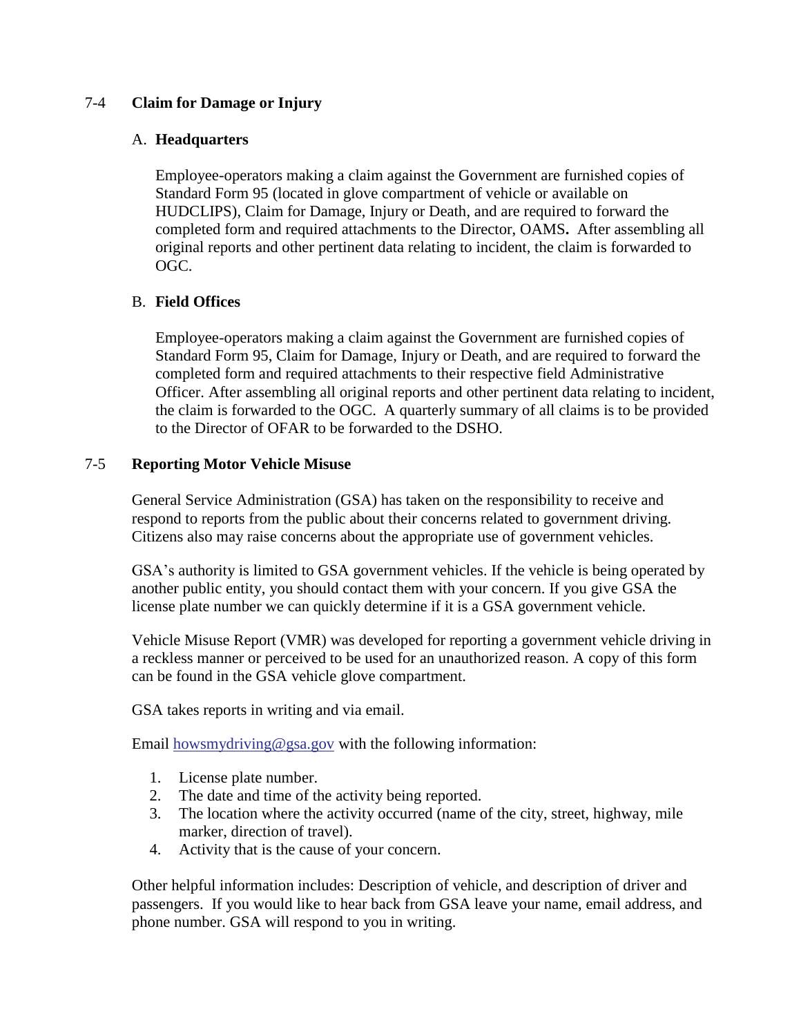## 7-4 Claim for Damage or Injury

### A. Headquarters

Employee-operators making a claim against the Government are furnished copies of Standard Form 95 (located in glove compartment of vehicle or available on HUDCLIPS), Claim for Damage, Injury or Death, and are required to forward the completed form and required attachments to the Director, OAMS**.** After assembling all original reports and other pertinent data relating to incident, the claim is forwarded to OGC.

### B. Field Offices

Employee-operators making a claim against the Government are furnished copies of Standard Form 95, Claim for Damage, Injury or Death, and are required to forward the completed form and required attachments to their respective field Administrative Officer. After assembling all original reports and other pertinent data relating to incident, the claim is forwarded to the OGC. A quarterly summary of all claims is to be provided to the Director of OFAR to be forwarded to the DSHO.

## 7-5 Reporting Motor Vehicle Misuse

General Service Administration (GSA) has taken on the responsibility to receive and respond to reports from the public about their concerns related to government driving. Citizens also may raise concerns about the appropriate use of government vehicles.

GSA's authority is limited to GSA government vehicles. If the vehicle is being operated by another public entity, you should contact them with your concern. If you give GSA the license plate number we can quickly determine if it is a GSA government vehicle.

Vehicle Misuse Report (VMR) was developed for reporting a government vehicle driving in a reckless manner or perceived to be used for an unauthorized reason. A copy of this form can be found in the GSA vehicle glove compartment.

GSA takes reports in writing and via email.

Email howsmydriving@gsa.gov with the following information:

1. License plate number.
2. The date and time of the activity being reported.
3. The location where the activity occurred (name of the city, street, highway, mile marker, direction of travel).
4. Activity that is the cause of your concern.

Other helpful information includes: Description of vehicle, and description of driver and passengers. If you would like to hear back from GSA leave your name, email address, and phone number. GSA will respond to you in writing.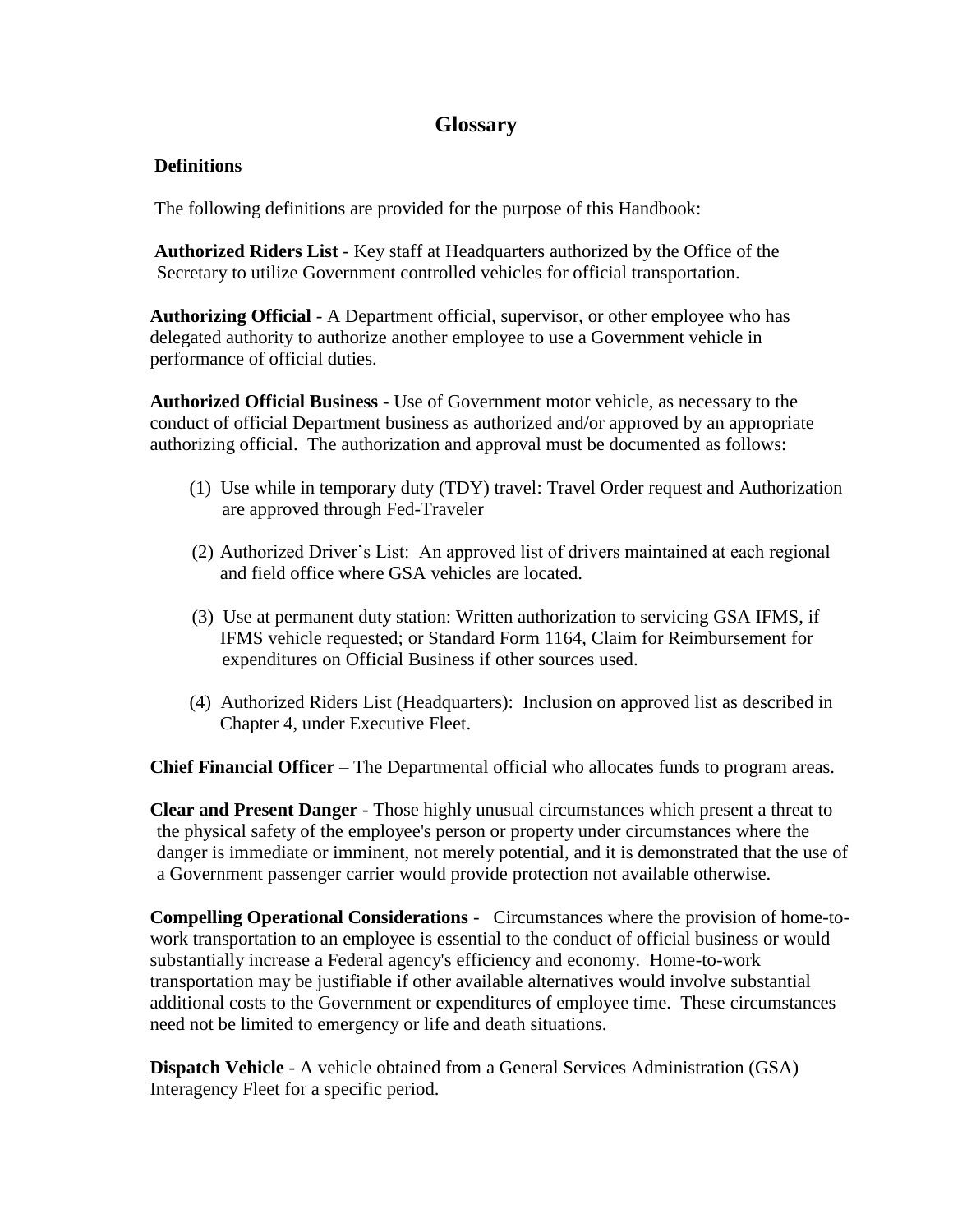# Glossary

## Definitions

The following definitions are provided for the purpose of this Handbook:

**Authorized Riders List** - Key staff at Headquarters authorized by the Office of the Secretary to utilize Government controlled vehicles for official transportation.

**Authorizing Official** - A Department official, supervisor, or other employee who has delegated authority to authorize another employee to use a Government vehicle in performance of official duties.

**Authorized Official Business** - Use of Government motor vehicle, as necessary to the conduct of official Department business as authorized and/or approved by an appropriate authorizing official. The authorization and approval must be documented as follows:

(1) Use while in temporary duty (TDY) travel: Travel Order request and Authorization are approved through Fed-Traveler

(2) Authorized Driver's List: An approved list of drivers maintained at each regional and field office where GSA vehicles are located.

(3) Use at permanent duty station: Written authorization to servicing GSA IFMS, if IFMS vehicle requested; or Standard Form 1164, Claim for Reimbursement for expenditures on Official Business if other sources used.

(4) Authorized Riders List (Headquarters): Inclusion on approved list as described in Chapter 4, under Executive Fleet.

**Chief Financial Officer** – The Departmental official who allocates funds to program areas.

**Clear and Present Danger** - Those highly unusual circumstances which present a threat to the physical safety of the employee's person or property under circumstances where the danger is immediate or imminent, not merely potential, and it is demonstrated that the use of a Government passenger carrier would provide protection not available otherwise.

**Compelling Operational Considerations** - Circumstances where the provision of home-to-work transportation to an employee is essential to the conduct of official business or would substantially increase a Federal agency's efficiency and economy. Home-to-work transportation may be justifiable if other available alternatives would involve substantial additional costs to the Government or expenditures of employee time. These circumstances need not be limited to emergency or life and death situations.

**Dispatch Vehicle** - A vehicle obtained from a General Services Administration (GSA) Interagency Fleet for a specific period.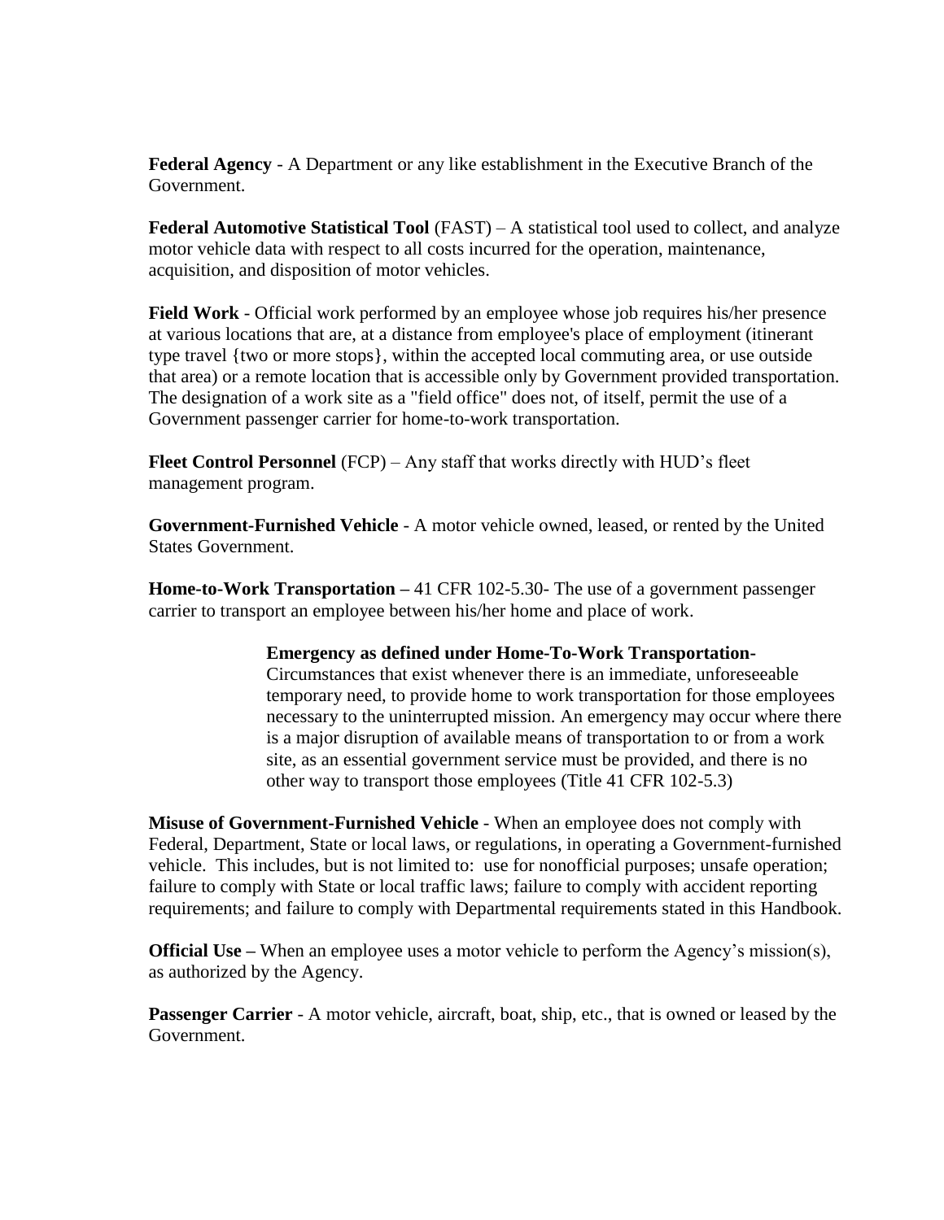**Federal Agency** - A Department or any like establishment in the Executive Branch of the Government.

**Federal Automotive Statistical Tool** (FAST) – A statistical tool used to collect, and analyze motor vehicle data with respect to all costs incurred for the operation, maintenance, acquisition, and disposition of motor vehicles.

**Field Work** - Official work performed by an employee whose job requires his/her presence at various locations that are, at a distance from employee's place of employment (itinerant type travel {two or more stops}, within the accepted local commuting area, or use outside that area) or a remote location that is accessible only by Government provided transportation. The designation of a work site as a "field office" does not, of itself, permit the use of a Government passenger carrier for home-to-work transportation.

**Fleet Control Personnel** (FCP) – Any staff that works directly with HUD's fleet management program.

**Government-Furnished Vehicle** - A motor vehicle owned, leased, or rented by the United States Government.

**Home-to-Work Transportation –** 41 CFR 102-5.30- The use of a government passenger carrier to transport an employee between his/her home and place of work.

> **Emergency as defined under Home-To-Work Transportation-** Circumstances that exist whenever there is an immediate, unforeseeable temporary need, to provide home to work transportation for those employees necessary to the uninterrupted mission. An emergency may occur where there is a major disruption of available means of transportation to or from a work site, as an essential government service must be provided, and there is no other way to transport those employees (Title 41 CFR 102-5.3)

**Misuse of Government-Furnished Vehicle** - When an employee does not comply with Federal, Department, State or local laws, or regulations, in operating a Government-furnished vehicle. This includes, but is not limited to: use for nonofficial purposes; unsafe operation; failure to comply with State or local traffic laws; failure to comply with accident reporting requirements; and failure to comply with Departmental requirements stated in this Handbook.

**Official Use –** When an employee uses a motor vehicle to perform the Agency's mission(s), as authorized by the Agency.

**Passenger Carrier** - A motor vehicle, aircraft, boat, ship, etc., that is owned or leased by the Government.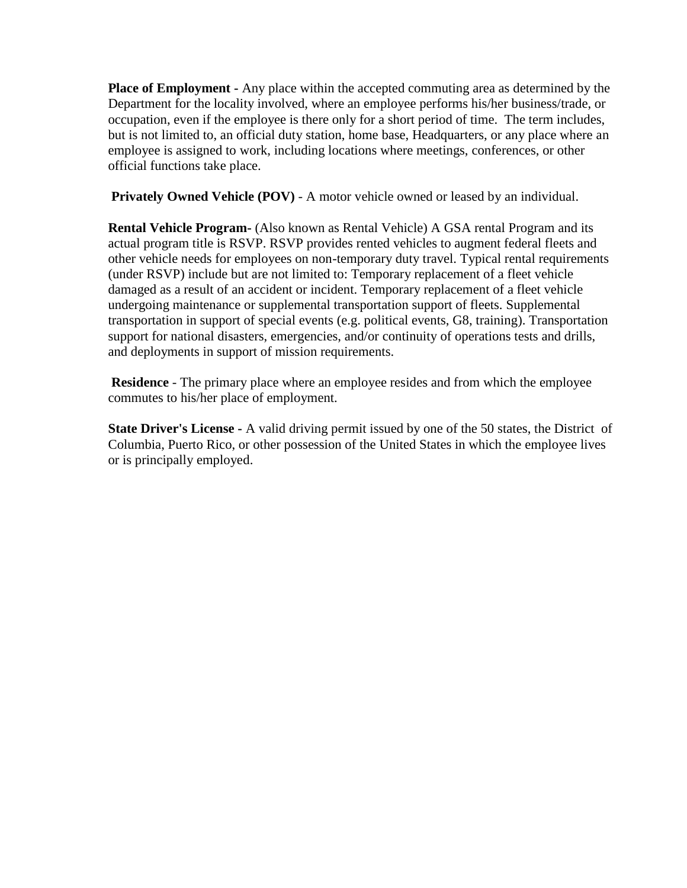**Place of Employment -** Any place within the accepted commuting area as determined by the Department for the locality involved, where an employee performs his/her business/trade, or occupation, even if the employee is there only for a short period of time. The term includes, but is not limited to, an official duty station, home base, Headquarters, or any place where an employee is assigned to work, including locations where meetings, conferences, or other official functions take place.

**Privately Owned Vehicle (POV)** - A motor vehicle owned or leased by an individual.

**Rental Vehicle Program-** (Also known as Rental Vehicle) A GSA rental Program and its actual program title is RSVP. RSVP provides rented vehicles to augment federal fleets and other vehicle needs for employees on non-temporary duty travel. Typical rental requirements (under RSVP) include but are not limited to: Temporary replacement of a fleet vehicle damaged as a result of an accident or incident. Temporary replacement of a fleet vehicle undergoing maintenance or supplemental transportation support of fleets. Supplemental transportation in support of special events (e.g. political events, G8, training). Transportation support for national disasters, emergencies, and/or continuity of operations tests and drills, and deployments in support of mission requirements.

**Residence** - The primary place where an employee resides and from which the employee commutes to his/her place of employment.

**State Driver's License -** A valid driving permit issued by one of the 50 states, the District of Columbia, Puerto Rico, or other possession of the United States in which the employee lives or is principally employed.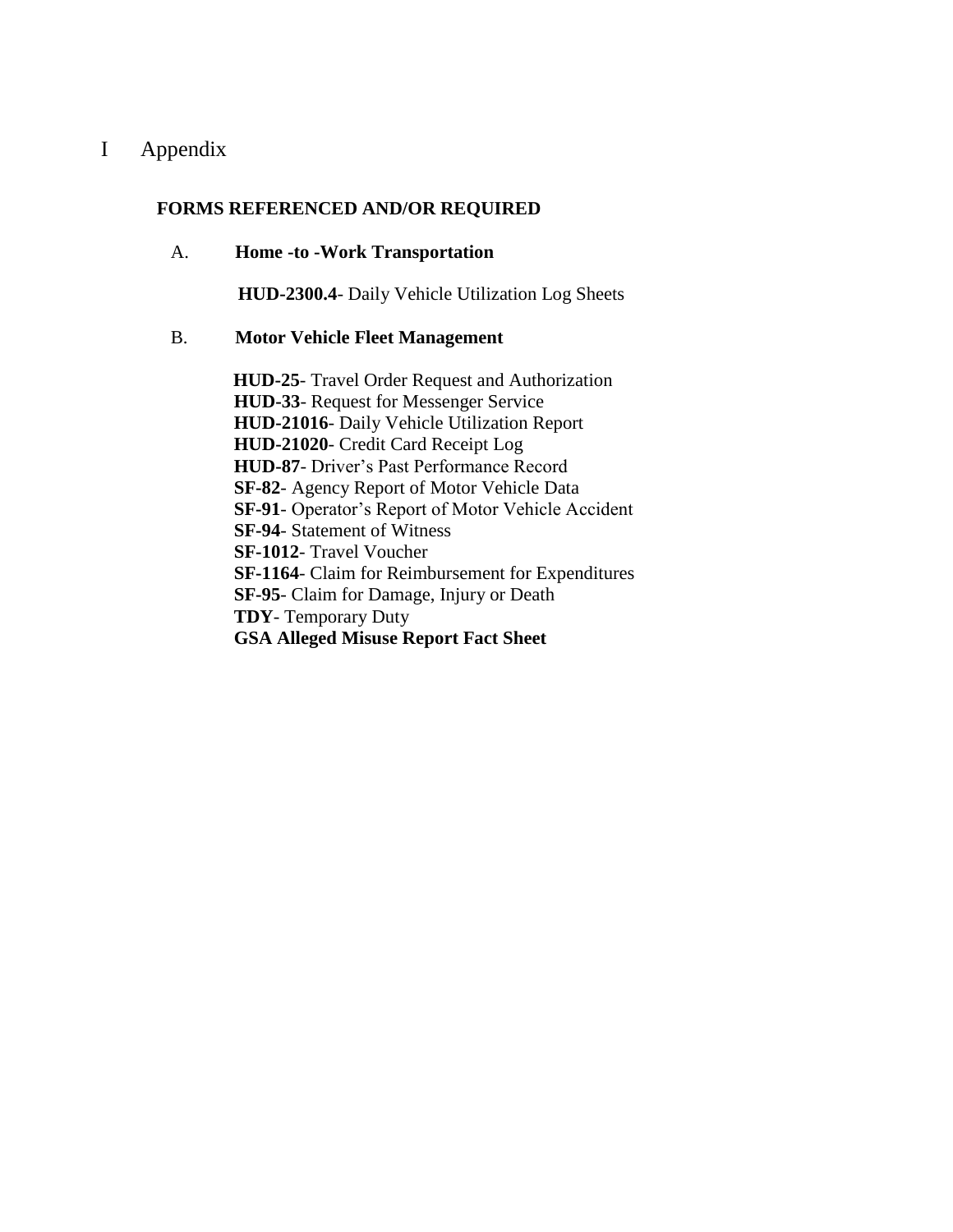# I Appendix

## FORMS REFERENCED AND/OR REQUIRED

### A. Home -to -Work Transportation

**HUD-2300.4**- Daily Vehicle Utilization Log Sheets

### B. Motor Vehicle Fleet Management

**HUD-25**- Travel Order Request and Authorization
**HUD-33**- Request for Messenger Service
**HUD-21016**- Daily Vehicle Utilization Report
**HUD-21020**- Credit Card Receipt Log
**HUD-87**- Driver's Past Performance Record
**SF-82**- Agency Report of Motor Vehicle Data
**SF-91**- Operator's Report of Motor Vehicle Accident
**SF-94**- Statement of Witness
**SF-1012**- Travel Voucher
**SF-1164**- Claim for Reimbursement for Expenditures
**SF-95**- Claim for Damage, Injury or Death
**TDY**- Temporary Duty
**GSA Alleged Misuse Report Fact Sheet**